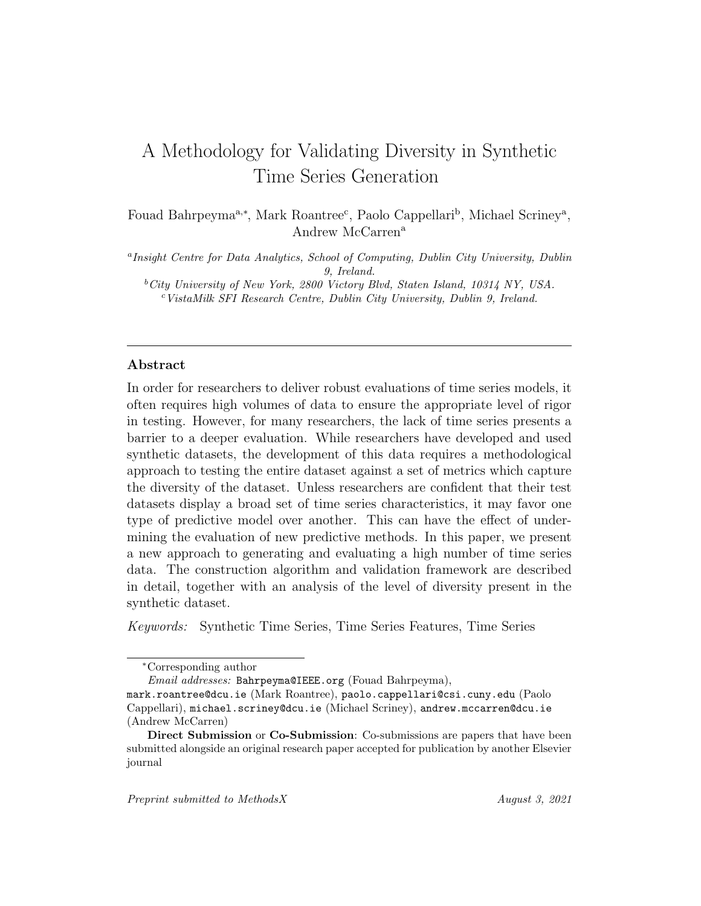# A Methodology for Validating Diversity in Synthetic Time Series Generation

Fouad Bahrpeyma[a,*], Mark Roantree[c], Paolo Cappellari[b], Michael Scriney[a], Andrew McCarren[a]

[a] *Insight Centre for Data Analytics, School of Computing, Dublin City University, Dublin 9, Ireland.*
[b] *City University of New York, 2800 Victory Blvd, Staten Island, 10314 NY, USA.*
[c] *VistaMilk SFI Research Centre, Dublin City University, Dublin 9, Ireland.*

---

## Abstract

In order for researchers to deliver robust evaluations of time series models, it often requires high volumes of data to ensure the appropriate level of rigor in testing. However, for many researchers, the lack of time series presents a barrier to a deeper evaluation. While researchers have developed and used synthetic datasets, the development of this data requires a methodological approach to testing the entire dataset against a set of metrics which capture the diversity of the dataset. Unless researchers are confident that their test datasets display a broad set of time series characteristics, it may favor one type of predictive model over another. This can have the effect of undermining the evaluation of new predictive methods. In this paper, we present a new approach to generating and evaluating a high number of time series data. The construction algorithm and validation framework are described in detail, together with an analysis of the level of diversity present in the synthetic dataset.

*Keywords:* Synthetic Time Series, Time Series Features, Time Series

---

*Corresponding author

*Email addresses:* Bahrpeyma@IEEE.org (Fouad Bahrpeyma), mark.roantree@dcu.ie (Mark Roantree), paolo.cappellari@csi.cuny.edu (Paolo Cappellari), michael.scriney@dcu.ie (Michael Scriney), andrew.mccarren@dcu.ie (Andrew McCarren)

**Direct Submission** or **Co-Submission**: Co-submissions are papers that have been submitted alongside an original research paper accepted for publication by another Elsevier journal

*Preprint submitted to MethodsX* *August 3, 2021*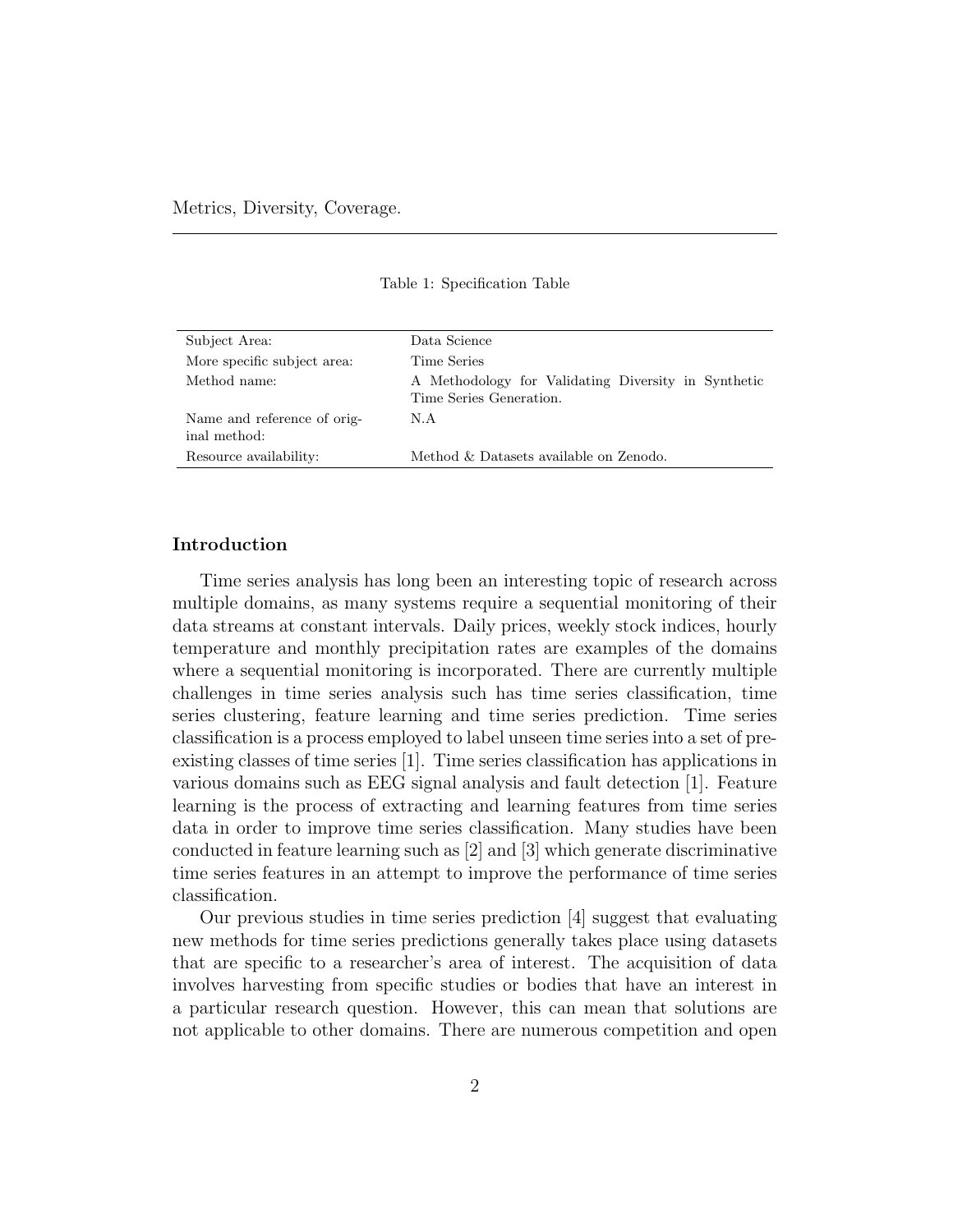Metrics, Diversity, Coverage.

Table 1: Specification Table

| | |
|---|---|
| Subject Area: | Data Science |
| More specific subject area: | Time Series |
| Method name: | A Methodology for Validating Diversity in Synthetic Time Series Generation. |
| Name and reference of original method: | N.A |
| Resource availability: | Method & Datasets available on Zenodo. |

## Introduction

Time series analysis has long been an interesting topic of research across multiple domains, as many systems require a sequential monitoring of their data streams at constant intervals. Daily prices, weekly stock indices, hourly temperature and monthly precipitation rates are examples of the domains where a sequential monitoring is incorporated. There are currently multiple challenges in time series analysis such has time series classification, time series clustering, feature learning and time series prediction. Time series classification is a process employed to label unseen time series into a set of pre-existing classes of time series [1]. Time series classification has applications in various domains such as EEG signal analysis and fault detection [1]. Feature learning is the process of extracting and learning features from time series data in order to improve time series classification. Many studies have been conducted in feature learning such as [2] and [3] which generate discriminative time series features in an attempt to improve the performance of time series classification.

Our previous studies in time series prediction [4] suggest that evaluating new methods for time series predictions generally takes place using datasets that are specific to a researcher's area of interest. The acquisition of data involves harvesting from specific studies or bodies that have an interest in a particular research question. However, this can mean that solutions are not applicable to other domains. There are numerous competition and open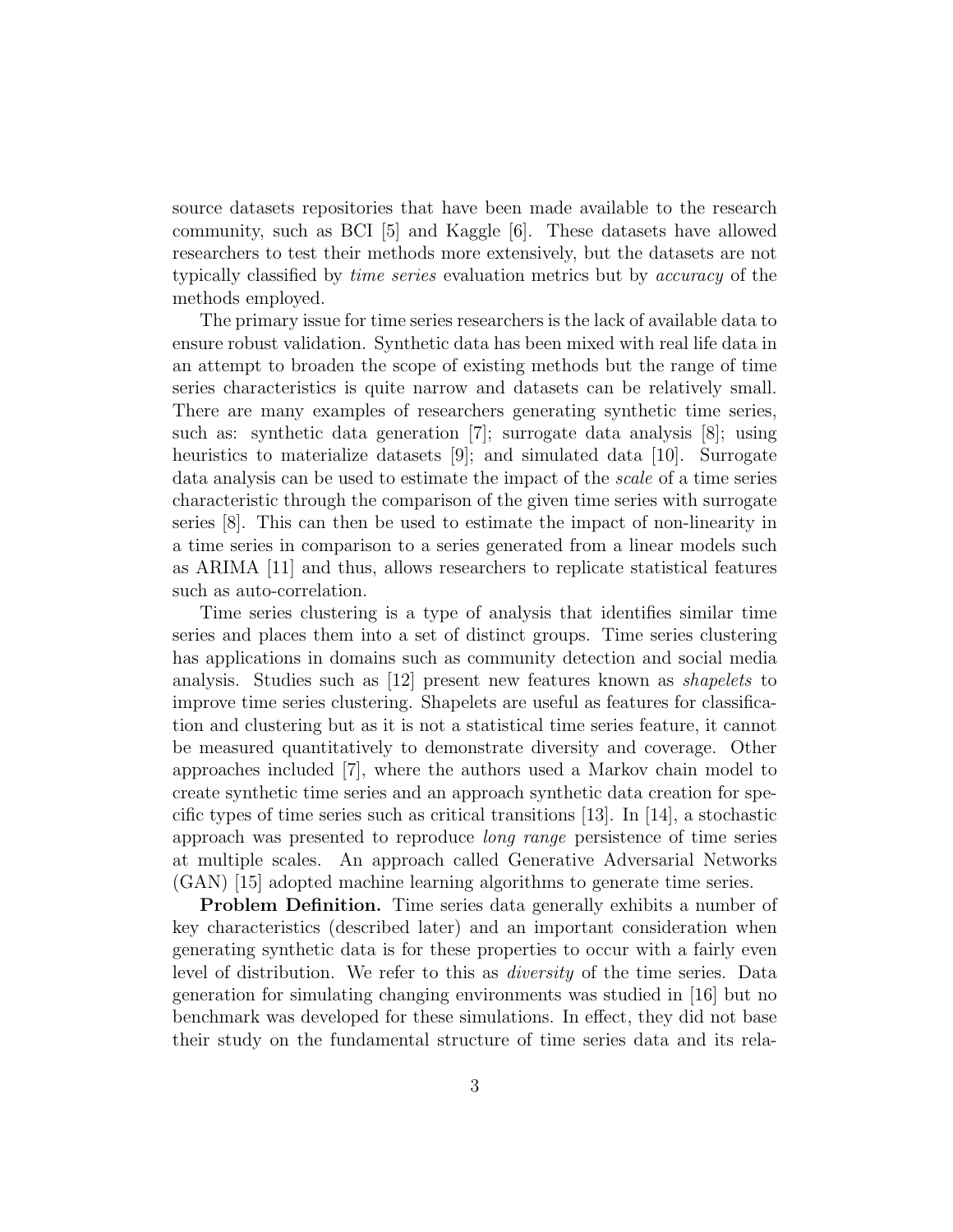source datasets repositories that have been made available to the research community, such as BCI [5] and Kaggle [6]. These datasets have allowed researchers to test their methods more extensively, but the datasets are not typically classified by *time series* evaluation metrics but by *accuracy* of the methods employed.

The primary issue for time series researchers is the lack of available data to ensure robust validation. Synthetic data has been mixed with real life data in an attempt to broaden the scope of existing methods but the range of time series characteristics is quite narrow and datasets can be relatively small. There are many examples of researchers generating synthetic time series, such as: synthetic data generation [7]; surrogate data analysis [8]; using heuristics to materialize datasets [9]; and simulated data [10]. Surrogate data analysis can be used to estimate the impact of the *scale* of a time series characteristic through the comparison of the given time series with surrogate series [8]. This can then be used to estimate the impact of non-linearity in a time series in comparison to a series generated from a linear models such as ARIMA [11] and thus, allows researchers to replicate statistical features such as auto-correlation.

Time series clustering is a type of analysis that identifies similar time series and places them into a set of distinct groups. Time series clustering has applications in domains such as community detection and social media analysis. Studies such as [12] present new features known as *shapelets* to improve time series clustering. Shapelets are useful as features for classification and clustering but as it is not a statistical time series feature, it cannot be measured quantitatively to demonstrate diversity and coverage. Other approaches included [7], where the authors used a Markov chain model to create synthetic time series and an approach synthetic data creation for specific types of time series such as critical transitions [13]. In [14], a stochastic approach was presented to reproduce *long range* persistence of time series at multiple scales. An approach called Generative Adversarial Networks (GAN) [15] adopted machine learning algorithms to generate time series.

**Problem Definition.** Time series data generally exhibits a number of key characteristics (described later) and an important consideration when generating synthetic data is for these properties to occur with a fairly even level of distribution. We refer to this as *diversity* of the time series. Data generation for simulating changing environments was studied in [16] but no benchmark was developed for these simulations. In effect, they did not base their study on the fundamental structure of time series data and its rela-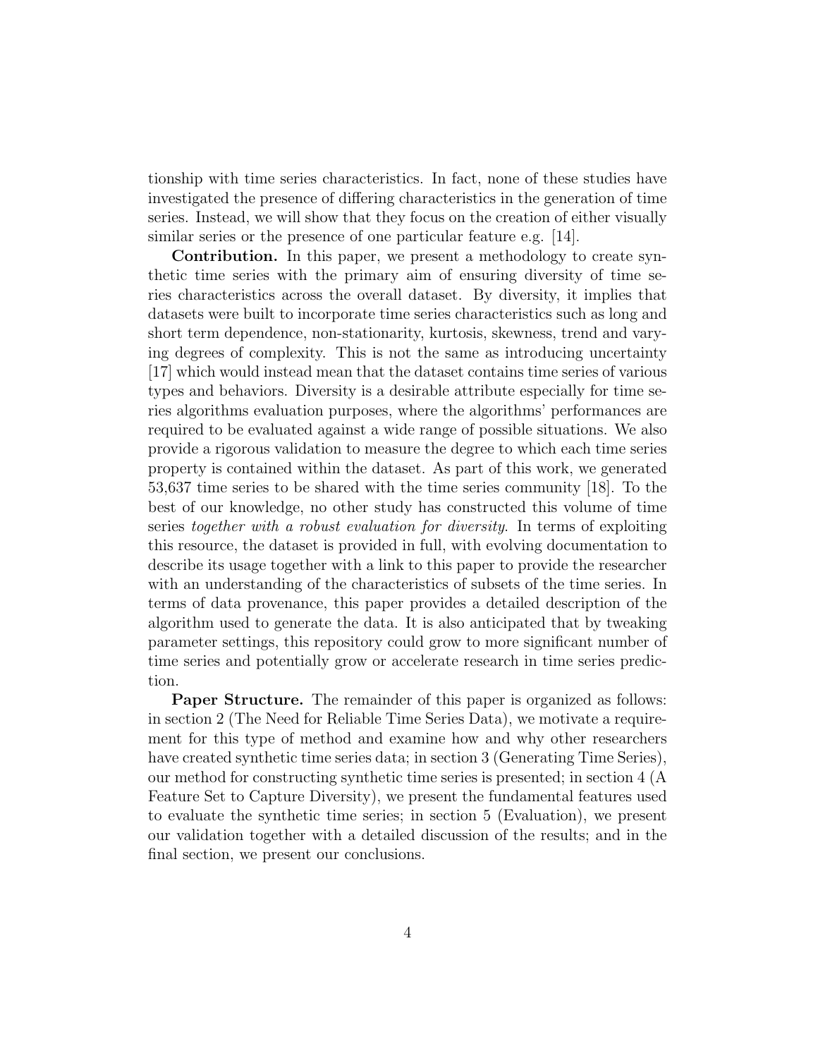tionship with time series characteristics. In fact, none of these studies have investigated the presence of differing characteristics in the generation of time series. Instead, we will show that they focus on the creation of either visually similar series or the presence of one particular feature e.g. [14].

**Contribution.** In this paper, we present a methodology to create synthetic time series with the primary aim of ensuring diversity of time series characteristics across the overall dataset. By diversity, it implies that datasets were built to incorporate time series characteristics such as long and short term dependence, non-stationarity, kurtosis, skewness, trend and varying degrees of complexity. This is not the same as introducing uncertainty [17] which would instead mean that the dataset contains time series of various types and behaviors. Diversity is a desirable attribute especially for time series algorithms evaluation purposes, where the algorithms' performances are required to be evaluated against a wide range of possible situations. We also provide a rigorous validation to measure the degree to which each time series property is contained within the dataset. As part of this work, we generated 53,637 time series to be shared with the time series community [18]. To the best of our knowledge, no other study has constructed this volume of time series *together with a robust evaluation for diversity*. In terms of exploiting this resource, the dataset is provided in full, with evolving documentation to describe its usage together with a link to this paper to provide the researcher with an understanding of the characteristics of subsets of the time series. In terms of data provenance, this paper provides a detailed description of the algorithm used to generate the data. It is also anticipated that by tweaking parameter settings, this repository could grow to more significant number of time series and potentially grow or accelerate research in time series prediction.

**Paper Structure.** The remainder of this paper is organized as follows: in section 2 (The Need for Reliable Time Series Data), we motivate a requirement for this type of method and examine how and why other researchers have created synthetic time series data; in section 3 (Generating Time Series), our method for constructing synthetic time series is presented; in section 4 (A Feature Set to Capture Diversity), we present the fundamental features used to evaluate the synthetic time series; in section 5 (Evaluation), we present our validation together with a detailed discussion of the results; and in the final section, we present our conclusions.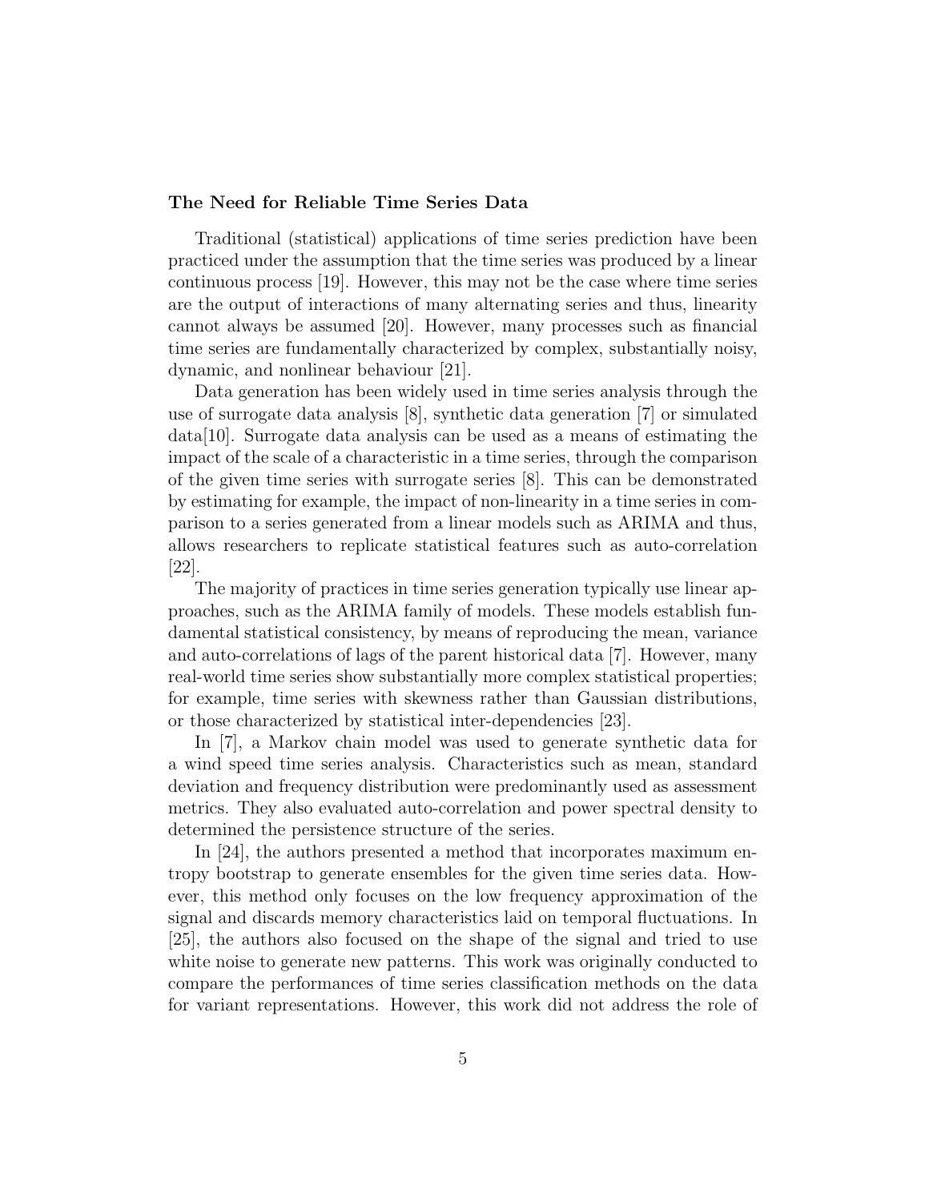**The Need for Reliable Time Series Data**

Traditional (statistical) applications of time series prediction have been practiced under the assumption that the time series was produced by a linear continuous process [19]. However, this may not be the case where time series are the output of interactions of many alternating series and thus, linearity cannot always be assumed [20]. However, many processes such as financial time series are fundamentally characterized by complex, substantially noisy, dynamic, and nonlinear behaviour [21].

Data generation has been widely used in time series analysis through the use of surrogate data analysis [8], synthetic data generation [7] or simulated data[10]. Surrogate data analysis can be used as a means of estimating the impact of the scale of a characteristic in a time series, through the comparison of the given time series with surrogate series [8]. This can be demonstrated by estimating for example, the impact of non-linearity in a time series in comparison to a series generated from a linear models such as ARIMA and thus, allows researchers to replicate statistical features such as auto-correlation [22].

The majority of practices in time series generation typically use linear approaches, such as the ARIMA family of models. These models establish fundamental statistical consistency, by means of reproducing the mean, variance and auto-correlations of lags of the parent historical data [7]. However, many real-world time series show substantially more complex statistical properties; for example, time series with skewness rather than Gaussian distributions, or those characterized by statistical inter-dependencies [23].

In [7], a Markov chain model was used to generate synthetic data for a wind speed time series analysis. Characteristics such as mean, standard deviation and frequency distribution were predominantly used as assessment metrics. They also evaluated auto-correlation and power spectral density to determined the persistence structure of the series.

In [24], the authors presented a method that incorporates maximum entropy bootstrap to generate ensembles for the given time series data. However, this method only focuses on the low frequency approximation of the signal and discards memory characteristics laid on temporal fluctuations. In [25], the authors also focused on the shape of the signal and tried to use white noise to generate new patterns. This work was originally conducted to compare the performances of time series classification methods on the data for variant representations. However, this work did not address the role of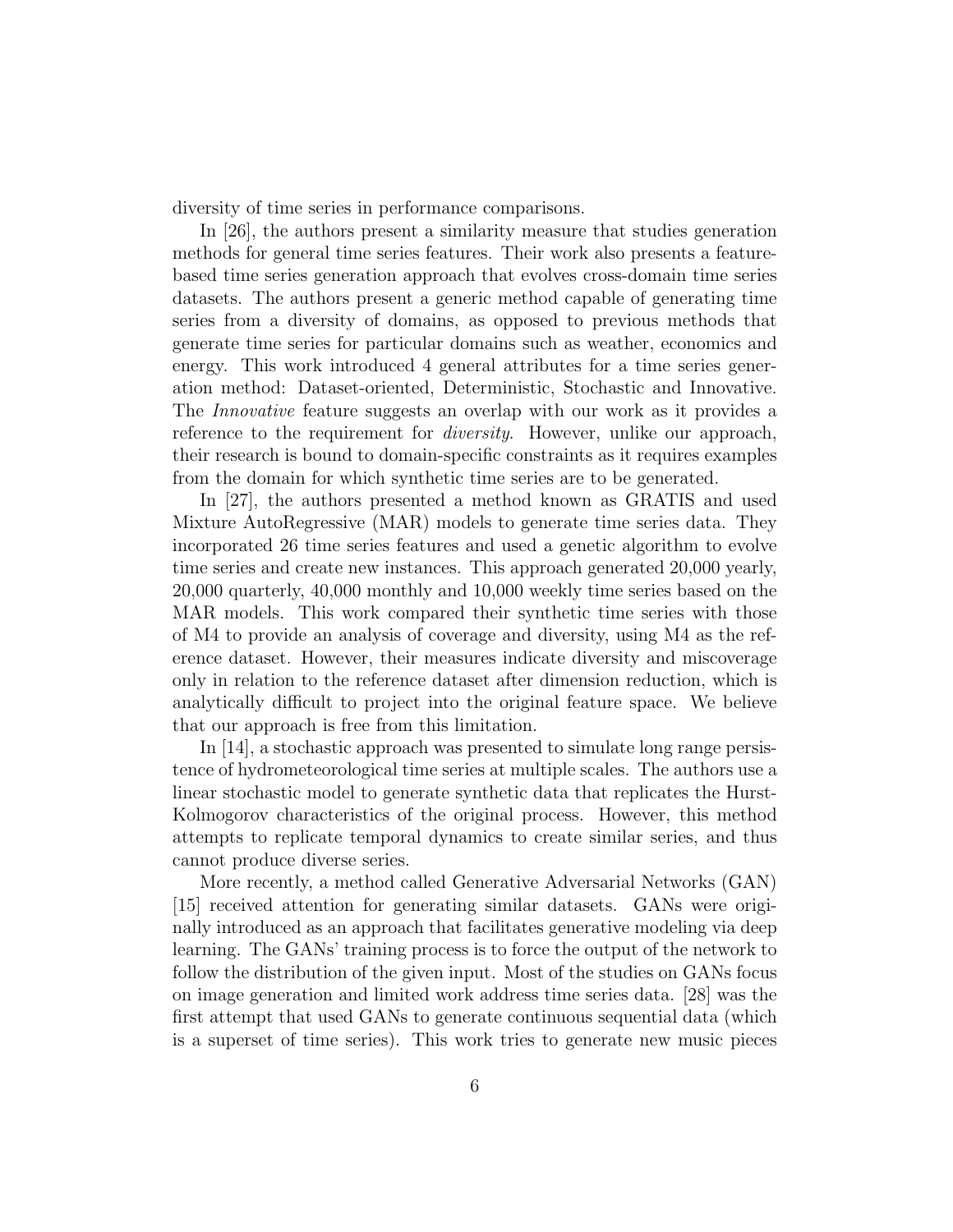diversity of time series in performance comparisons.

In [26], the authors present a similarity measure that studies generation methods for general time series features. Their work also presents a feature-based time series generation approach that evolves cross-domain time series datasets. The authors present a generic method capable of generating time series from a diversity of domains, as opposed to previous methods that generate time series for particular domains such as weather, economics and energy. This work introduced 4 general attributes for a time series generation method: Dataset-oriented, Deterministic, Stochastic and Innovative. The *Innovative* feature suggests an overlap with our work as it provides a reference to the requirement for *diversity*. However, unlike our approach, their research is bound to domain-specific constraints as it requires examples from the domain for which synthetic time series are to be generated.

In [27], the authors presented a method known as GRATIS and used Mixture AutoRegressive (MAR) models to generate time series data. They incorporated 26 time series features and used a genetic algorithm to evolve time series and create new instances. This approach generated 20,000 yearly, 20,000 quarterly, 40,000 monthly and 10,000 weekly time series based on the MAR models. This work compared their synthetic time series with those of M4 to provide an analysis of coverage and diversity, using M4 as the reference dataset. However, their measures indicate diversity and miscoverage only in relation to the reference dataset after dimension reduction, which is analytically difficult to project into the original feature space. We believe that our approach is free from this limitation.

In [14], a stochastic approach was presented to simulate long range persistence of hydrometeorological time series at multiple scales. The authors use a linear stochastic model to generate synthetic data that replicates the Hurst-Kolmogorov characteristics of the original process. However, this method attempts to replicate temporal dynamics to create similar series, and thus cannot produce diverse series.

More recently, a method called Generative Adversarial Networks (GAN) [15] received attention for generating similar datasets. GANs were originally introduced as an approach that facilitates generative modeling via deep learning. The GANs' training process is to force the output of the network to follow the distribution of the given input. Most of the studies on GANs focus on image generation and limited work address time series data. [28] was the first attempt that used GANs to generate continuous sequential data (which is a superset of time series). This work tries to generate new music pieces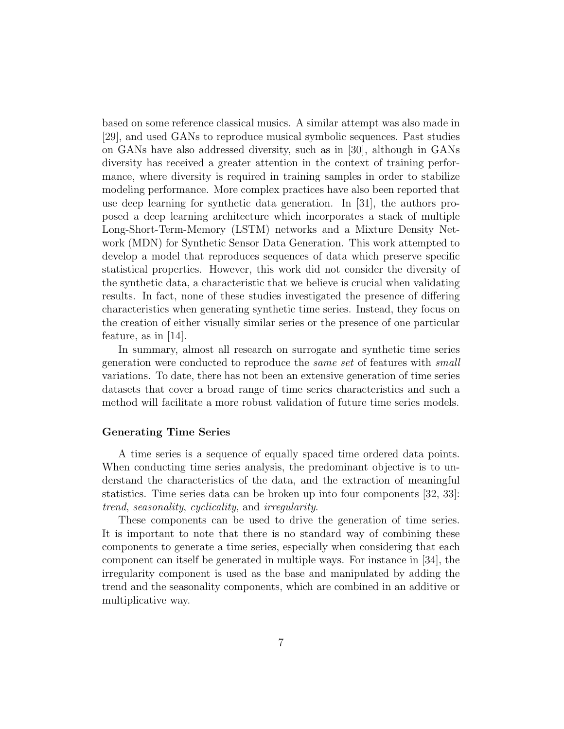based on some reference classical musics. A similar attempt was also made in [29], and used GANs to reproduce musical symbolic sequences. Past studies on GANs have also addressed diversity, such as in [30], although in GANs diversity has received a greater attention in the context of training performance, where diversity is required in training samples in order to stabilize modeling performance. More complex practices have also been reported that use deep learning for synthetic data generation. In [31], the authors proposed a deep learning architecture which incorporates a stack of multiple Long-Short-Term-Memory (LSTM) networks and a Mixture Density Network (MDN) for Synthetic Sensor Data Generation. This work attempted to develop a model that reproduces sequences of data which preserve specific statistical properties. However, this work did not consider the diversity of the synthetic data, a characteristic that we believe is crucial when validating results. In fact, none of these studies investigated the presence of differing characteristics when generating synthetic time series. Instead, they focus on the creation of either visually similar series or the presence of one particular feature, as in [14].

In summary, almost all research on surrogate and synthetic time series generation were conducted to reproduce the *same set* of features with *small* variations. To date, there has not been an extensive generation of time series datasets that cover a broad range of time series characteristics and such a method will facilitate a more robust validation of future time series models.

**Generating Time Series**

A time series is a sequence of equally spaced time ordered data points. When conducting time series analysis, the predominant objective is to understand the characteristics of the data, and the extraction of meaningful statistics. Time series data can be broken up into four components [32, 33]: *trend*, *seasonality*, *cyclicality*, and *irregularity*.

These components can be used to drive the generation of time series. It is important to note that there is no standard way of combining these components to generate a time series, especially when considering that each component can itself be generated in multiple ways. For instance in [34], the irregularity component is used as the base and manipulated by adding the trend and the seasonality components, which are combined in an additive or multiplicative way.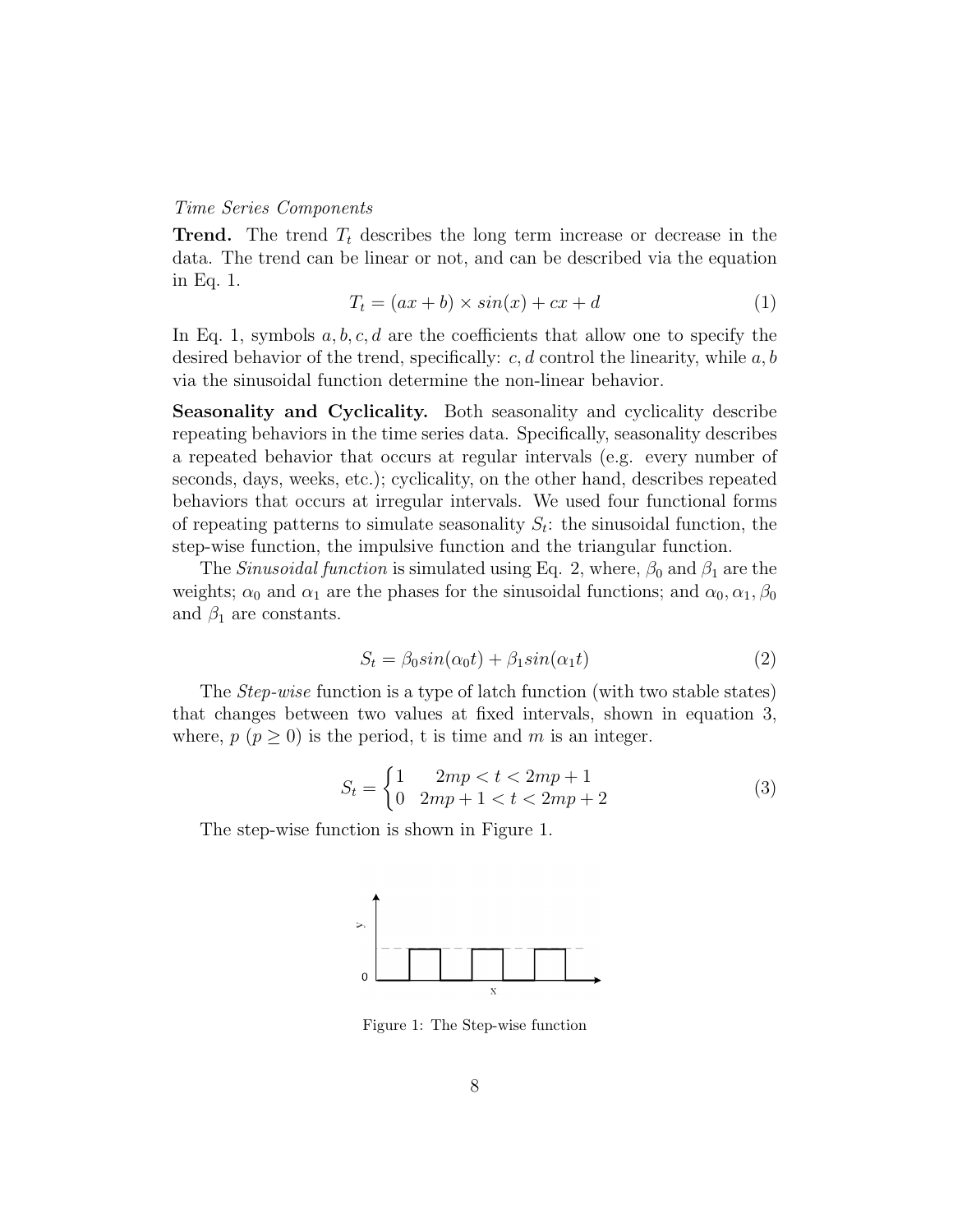*Time Series Components*

**Trend.** The trend $T_t$ describes the long term increase or decrease in the data. The trend can be linear or not, and can be described via the equation in Eq. 1.

$$T_t = (ax + b) \times sin(x) + cx + d \tag{1}$$

In Eq. 1, symbols $a, b, c, d$ are the coefficients that allow one to specify the desired behavior of the trend, specifically: $c, d$ control the linearity, while $a, b$ via the sinusoidal function determine the non-linear behavior.

**Seasonality and Cyclicality.** Both seasonality and cyclicality describe repeating behaviors in the time series data. Specifically, seasonality describes a repeated behavior that occurs at regular intervals (e.g. every number of seconds, days, weeks, etc.); cyclicality, on the other hand, describes repeated behaviors that occurs at irregular intervals. We used four functional forms of repeating patterns to simulate seasonality $S_t$: the sinusoidal function, the step-wise function, the impulsive function and the triangular function.

The *Sinusoidal function* is simulated using Eq. 2, where, $\beta_0$ and $\beta_1$ are the weights; $\alpha_0$ and $\alpha_1$ are the phases for the sinusoidal functions; and $\alpha_0, \alpha_1, \beta_0$ and $\beta_1$ are constants.

$$S_t = \beta_0 sin(\alpha_0 t) + \beta_1 sin(\alpha_1 t) \tag{2}$$

The *Step-wise* function is a type of latch function (with two stable states) that changes between two values at fixed intervals, shown in equation 3, where, $p$ ($p \geq 0$) is the period, t is time and $m$ is an integer.

$$S_t = \begin{cases} 1 & 2mp < t < 2mp + 1 \\ 0 & 2mp + 1 < t < 2mp + 2 \end{cases} \tag{3}$$

The step-wise function is shown in Figure 1.

Figure 1: The Step-wise function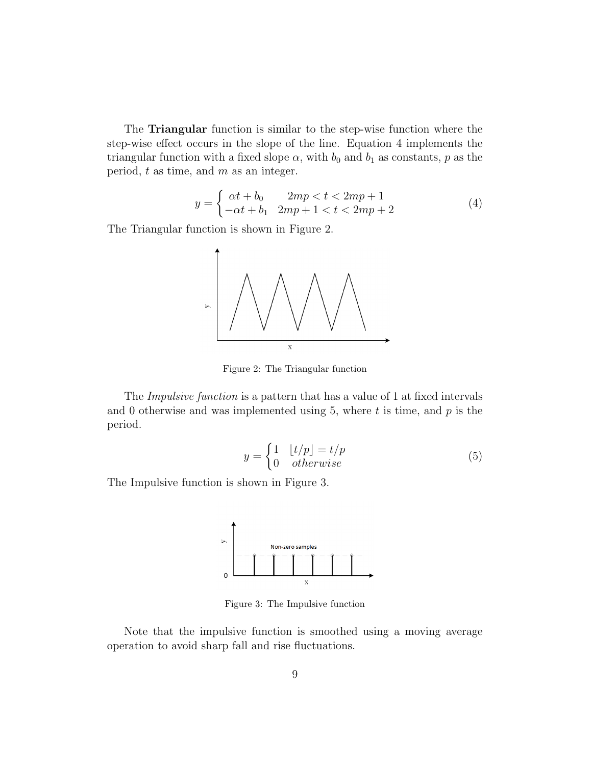The **Triangular** function is similar to the step-wise function where the step-wise effect occurs in the slope of the line. Equation 4 implements the triangular function with a fixed slope $\alpha$, with $b_0$ and $b_1$ as constants, $p$ as the period, $t$ as time, and $m$ as an integer.

$$y = \begin{cases} \alpha t + b_0 & 2mp < t < 2mp + 1 \\ -\alpha t + b_1 & 2mp + 1 < t < 2mp + 2 \end{cases} \tag{4}$$

The Triangular function is shown in Figure 2.

Figure 2: The Triangular function

The *Impulsive function* is a pattern that has a value of 1 at fixed intervals and 0 otherwise and was implemented using 5, where $t$ is time, and $p$ is the period.

$$y = \begin{cases} 1 & \lfloor t/p \rfloor = t/p \\ 0 & otherwise \end{cases} \tag{5}$$

The Impulsive function is shown in Figure 3.

Figure 3: The Impulsive function

Note that the impulsive function is smoothed using a moving average operation to avoid sharp fall and rise fluctuations.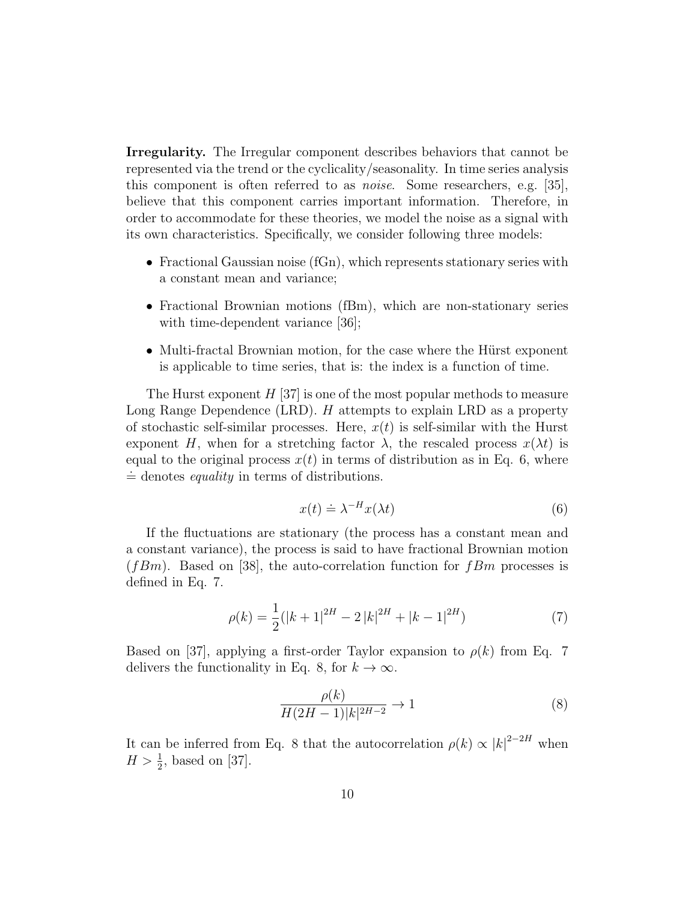**Irregularity.** The Irregular component describes behaviors that cannot be represented via the trend or the cyclicality/seasonality. In time series analysis this component is often referred to as *noise*. Some researchers, e.g. [35], believe that this component carries important information. Therefore, in order to accommodate for these theories, we model the noise as a signal with its own characteristics. Specifically, we consider following three models:

- Fractional Gaussian noise (fGn), which represents stationary series with a constant mean and variance;
- Fractional Brownian motions (fBm), which are non-stationary series with time-dependent variance [36];
- Multi-fractal Brownian motion, for the case where the Hürst exponent is applicable to time series, that is: the index is a function of time.

The Hurst exponent $H$ [37] is one of the most popular methods to measure Long Range Dependence (LRD). $H$ attempts to explain LRD as a property of stochastic self-similar processes. Here, $x(t)$ is self-similar with the Hurst exponent $H$, when for a stretching factor $\lambda$, the rescaled process $x(\lambda t)$ is equal to the original process $x(t)$ in terms of distribution as in Eq. 6, where $\doteq$ denotes *equality* in terms of distributions.

$$x(t) \doteq \lambda^{-H} x(\lambda t) \tag{6}$$

If the fluctuations are stationary (the process has a constant mean and a constant variance), the process is said to have fractional Brownian motion ($fBm$). Based on [38], the auto-correlation function for $fBm$ processes is defined in Eq. 7.

$$\rho(k) = \frac{1}{2}(|k+1|^{2H} - 2\,|k|^{2H} + |k-1|^{2H}) \tag{7}$$

Based on [37], applying a first-order Taylor expansion to $\rho(k)$ from Eq. 7 delivers the functionality in Eq. 8, for $k \to \infty$.

$$\frac{\rho(k)}{H(2H-1)|k|^{2H-2}} \to 1 \tag{8}$$

It can be inferred from Eq. 8 that the autocorrelation $\rho(k) \propto |k|^{2-2H}$ when $H > \frac{1}{2}$, based on [37].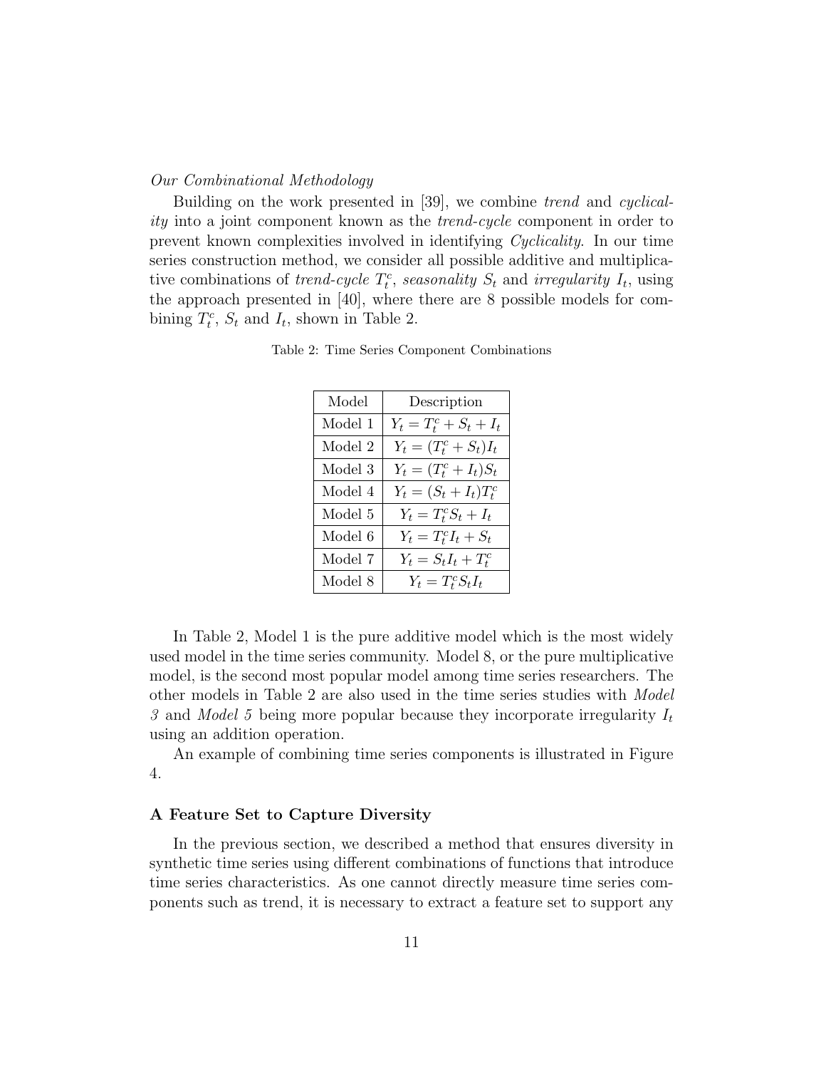*Our Combinational Methodology*

Building on the work presented in [39], we combine *trend* and *cyclicality* into a joint component known as the *trend-cycle* component in order to prevent known complexities involved in identifying *Cyclicality*. In our time series construction method, we consider all possible additive and multiplicative combinations of *trend-cycle* $T_t^c$, *seasonality* $S_t$ and *irregularity* $I_t$, using the approach presented in [40], where there are 8 possible models for combining $T_t^c$, $S_t$ and $I_t$, shown in Table 2.

Table 2: Time Series Component Combinations

| Model | Description |
|---|---|
| Model 1 | $Y_t = T_t^c + S_t + I_t$ |
| Model 2 | $Y_t = (T_t^c + S_t)I_t$ |
| Model 3 | $Y_t = (T_t^c + I_t)S_t$ |
| Model 4 | $Y_t = (S_t + I_t)T_t^c$ |
| Model 5 | $Y_t = T_t^c S_t + I_t$ |
| Model 6 | $Y_t = T_t^c I_t + S_t$ |
| Model 7 | $Y_t = S_t I_t + T_t^c$ |
| Model 8 | $Y_t = T_t^c S_t I_t$ |

In Table 2, Model 1 is the pure additive model which is the most widely used model in the time series community. Model 8, or the pure multiplicative model, is the second most popular model among time series researchers. The other models in Table 2 are also used in the time series studies with *Model 3* and *Model 5* being more popular because they incorporate irregularity $I_t$ using an addition operation.

An example of combining time series components is illustrated in Figure 4.

### A Feature Set to Capture Diversity

In the previous section, we described a method that ensures diversity in synthetic time series using different combinations of functions that introduce time series characteristics. As one cannot directly measure time series components such as trend, it is necessary to extract a feature set to support any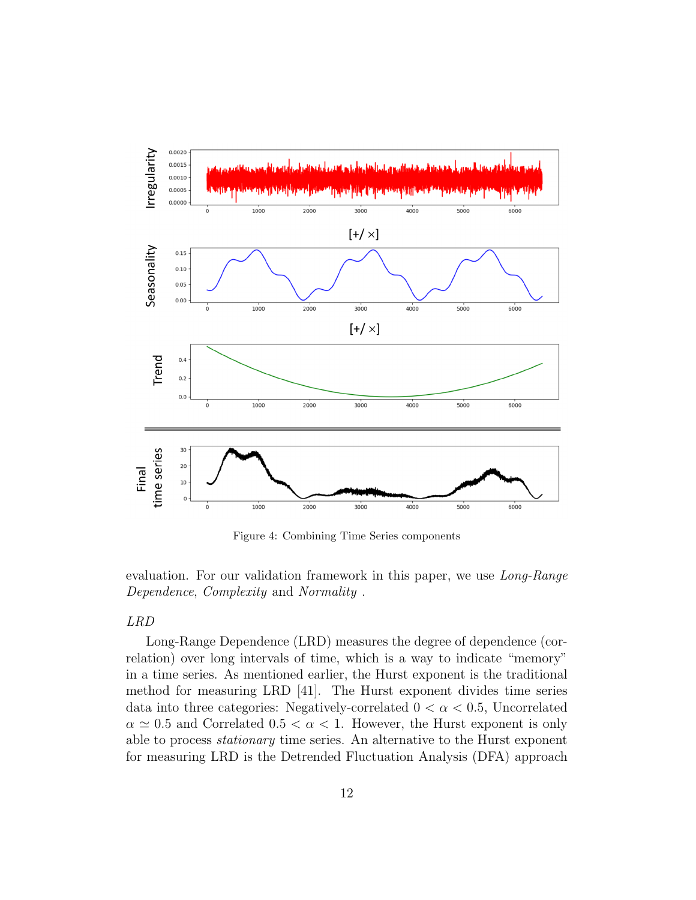Figure 4: Combining Time Series components

evaluation. For our validation framework in this paper, we use *Long-Range Dependence*, *Complexity* and *Normality* .

*LRD*

Long-Range Dependence (LRD) measures the degree of dependence (correlation) over long intervals of time, which is a way to indicate "memory" in a time series. As mentioned earlier, the Hurst exponent is the traditional method for measuring LRD [41]. The Hurst exponent divides time series data into three categories: Negatively-correlated $0 < \alpha < 0.5$, Uncorrelated $\alpha \simeq 0.5$ and Correlated $0.5 < \alpha < 1$. However, the Hurst exponent is only able to process *stationary* time series. An alternative to the Hurst exponent for measuring LRD is the Detrended Fluctuation Analysis (DFA) approach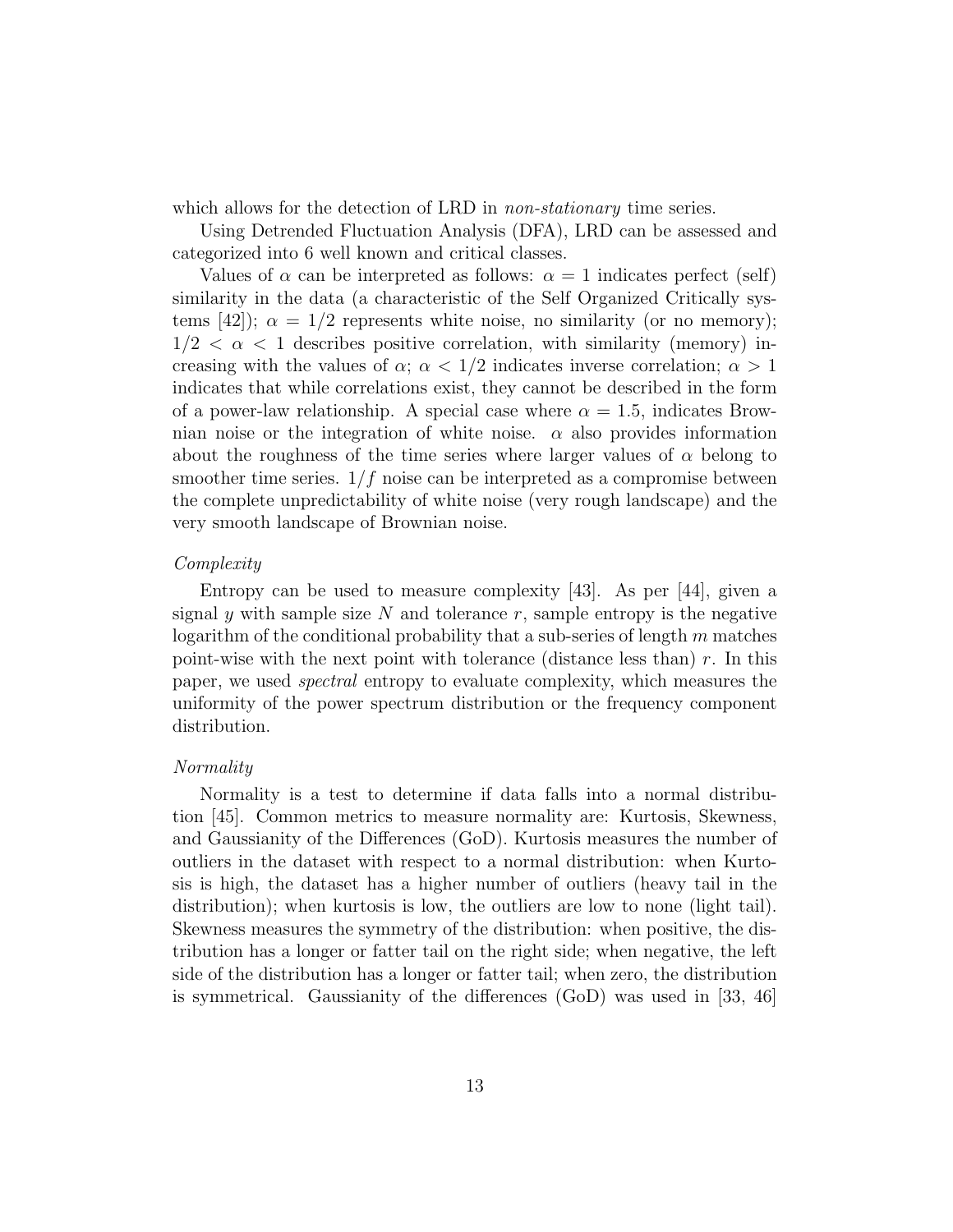which allows for the detection of LRD in *non-stationary* time series.

Using Detrended Fluctuation Analysis (DFA), LRD can be assessed and categorized into 6 well known and critical classes.

Values of $\alpha$ can be interpreted as follows: $\alpha = 1$ indicates perfect (self) similarity in the data (a characteristic of the Self Organized Critically systems [42]); $\alpha = 1/2$ represents white noise, no similarity (or no memory); $1/2 < \alpha < 1$ describes positive correlation, with similarity (memory) increasing with the values of $\alpha$; $\alpha < 1/2$ indicates inverse correlation; $\alpha > 1$ indicates that while correlations exist, they cannot be described in the form of a power-law relationship. A special case where $\alpha = 1.5$, indicates Brownian noise or the integration of white noise. $\alpha$ also provides information about the roughness of the time series where larger values of $\alpha$ belong to smoother time series. $1/f$ noise can be interpreted as a compromise between the complete unpredictability of white noise (very rough landscape) and the very smooth landscape of Brownian noise.

*Complexity*

Entropy can be used to measure complexity [43]. As per [44], given a signal $y$ with sample size $N$ and tolerance $r$, sample entropy is the negative logarithm of the conditional probability that a sub-series of length $m$ matches point-wise with the next point with tolerance (distance less than) $r$. In this paper, we used *spectral* entropy to evaluate complexity, which measures the uniformity of the power spectrum distribution or the frequency component distribution.

*Normality*

Normality is a test to determine if data falls into a normal distribution [45]. Common metrics to measure normality are: Kurtosis, Skewness, and Gaussianity of the Differences (GoD). Kurtosis measures the number of outliers in the dataset with respect to a normal distribution: when Kurtosis is high, the dataset has a higher number of outliers (heavy tail in the distribution); when kurtosis is low, the outliers are low to none (light tail). Skewness measures the symmetry of the distribution: when positive, the distribution has a longer or fatter tail on the right side; when negative, the left side of the distribution has a longer or fatter tail; when zero, the distribution is symmetrical. Gaussianity of the differences (GoD) was used in [33, 46]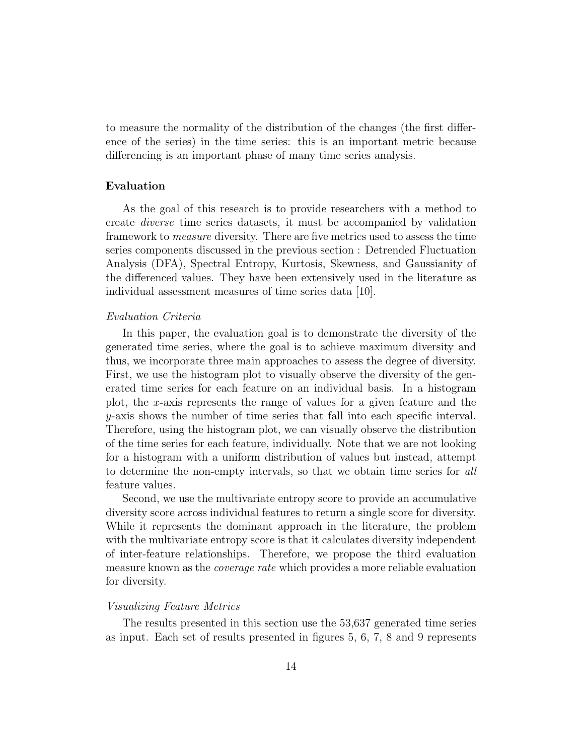to measure the normality of the distribution of the changes (the first difference of the series) in the time series: this is an important metric because differencing is an important phase of many time series analysis.

### Evaluation

As the goal of this research is to provide researchers with a method to create *diverse* time series datasets, it must be accompanied by validation framework to *measure* diversity. There are five metrics used to assess the time series components discussed in the previous section : Detrended Fluctuation Analysis (DFA), Spectral Entropy, Kurtosis, Skewness, and Gaussianity of the differenced values. They have been extensively used in the literature as individual assessment measures of time series data [10].

#### *Evaluation Criteria*

In this paper, the evaluation goal is to demonstrate the diversity of the generated time series, where the goal is to achieve maximum diversity and thus, we incorporate three main approaches to assess the degree of diversity. First, we use the histogram plot to visually observe the diversity of the generated time series for each feature on an individual basis. In a histogram plot, the $x$-axis represents the range of values for a given feature and the $y$-axis shows the number of time series that fall into each specific interval. Therefore, using the histogram plot, we can visually observe the distribution of the time series for each feature, individually. Note that we are not looking for a histogram with a uniform distribution of values but instead, attempt to determine the non-empty intervals, so that we obtain time series for *all* feature values.

Second, we use the multivariate entropy score to provide an accumulative diversity score across individual features to return a single score for diversity. While it represents the dominant approach in the literature, the problem with the multivariate entropy score is that it calculates diversity independent of inter-feature relationships. Therefore, we propose the third evaluation measure known as the *coverage rate* which provides a more reliable evaluation for diversity.

#### *Visualizing Feature Metrics*

The results presented in this section use the 53,637 generated time series as input. Each set of results presented in figures 5, 6, 7, 8 and 9 represents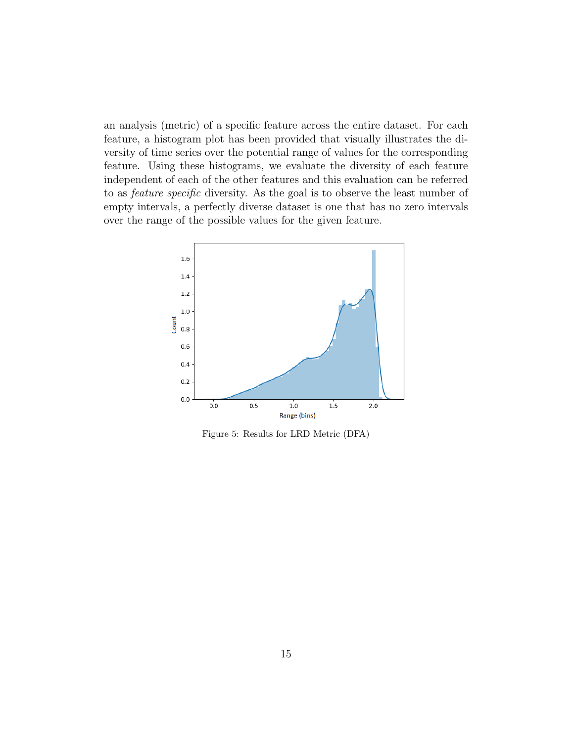an analysis (metric) of a specific feature across the entire dataset. For each feature, a histogram plot has been provided that visually illustrates the diversity of time series over the potential range of values for the corresponding feature. Using these histograms, we evaluate the diversity of each feature independent of each of the other features and this evaluation can be referred to as *feature specific* diversity. As the goal is to observe the least number of empty intervals, a perfectly diverse dataset is one that has no zero intervals over the range of the possible values for the given feature.

Figure 5: Results for LRD Metric (DFA)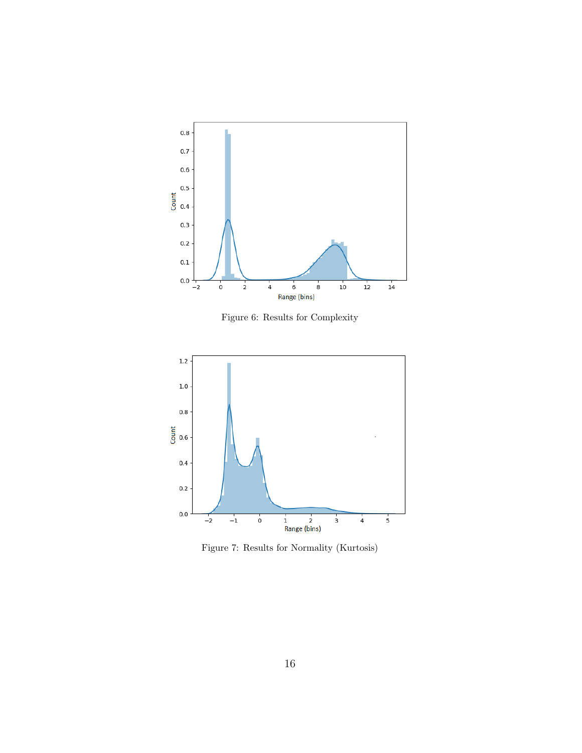Figure 6: Results for Complexity

Figure 7: Results for Normality (Kurtosis)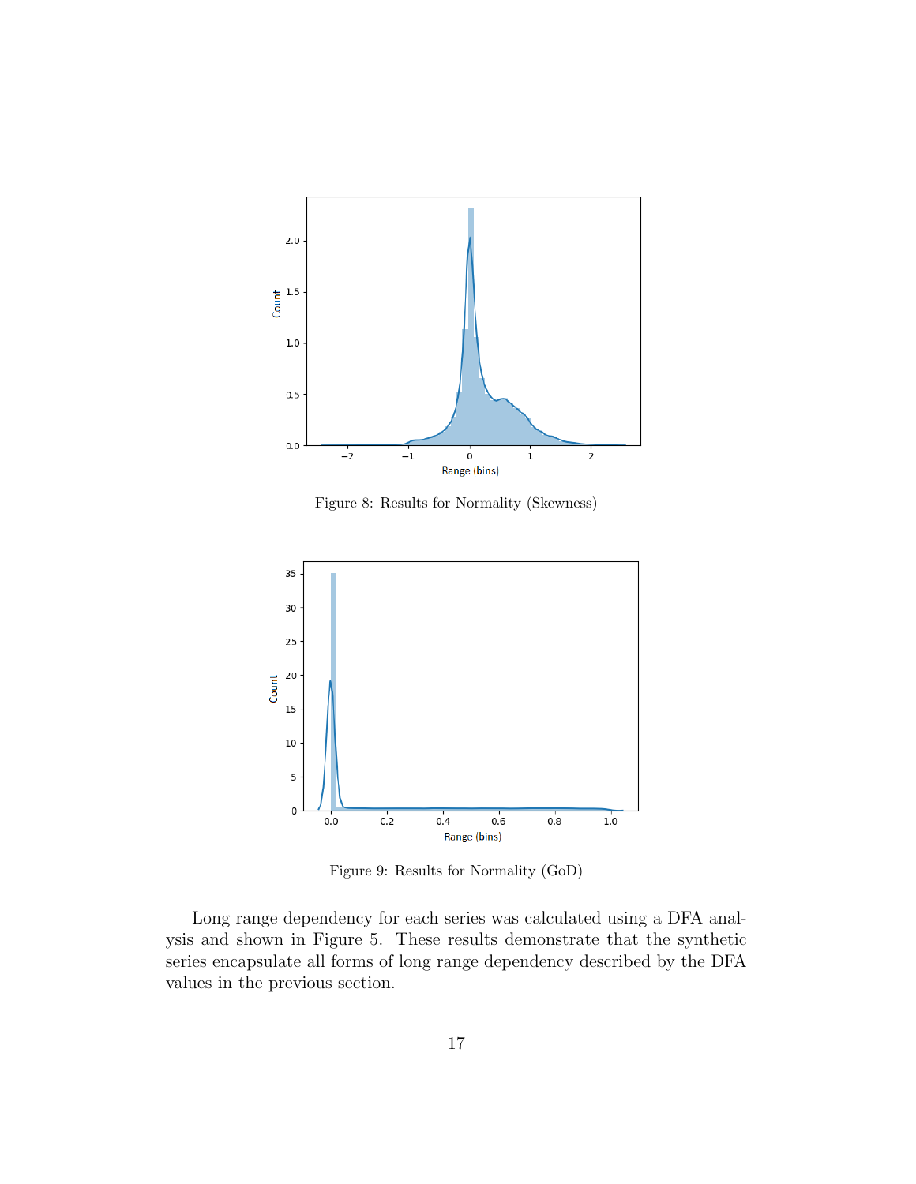Figure 8: Results for Normality (Skewness)

Figure 9: Results for Normality (GoD)

Long range dependency for each series was calculated using a DFA analysis and shown in Figure 5. These results demonstrate that the synthetic series encapsulate all forms of long range dependency described by the DFA values in the previous section.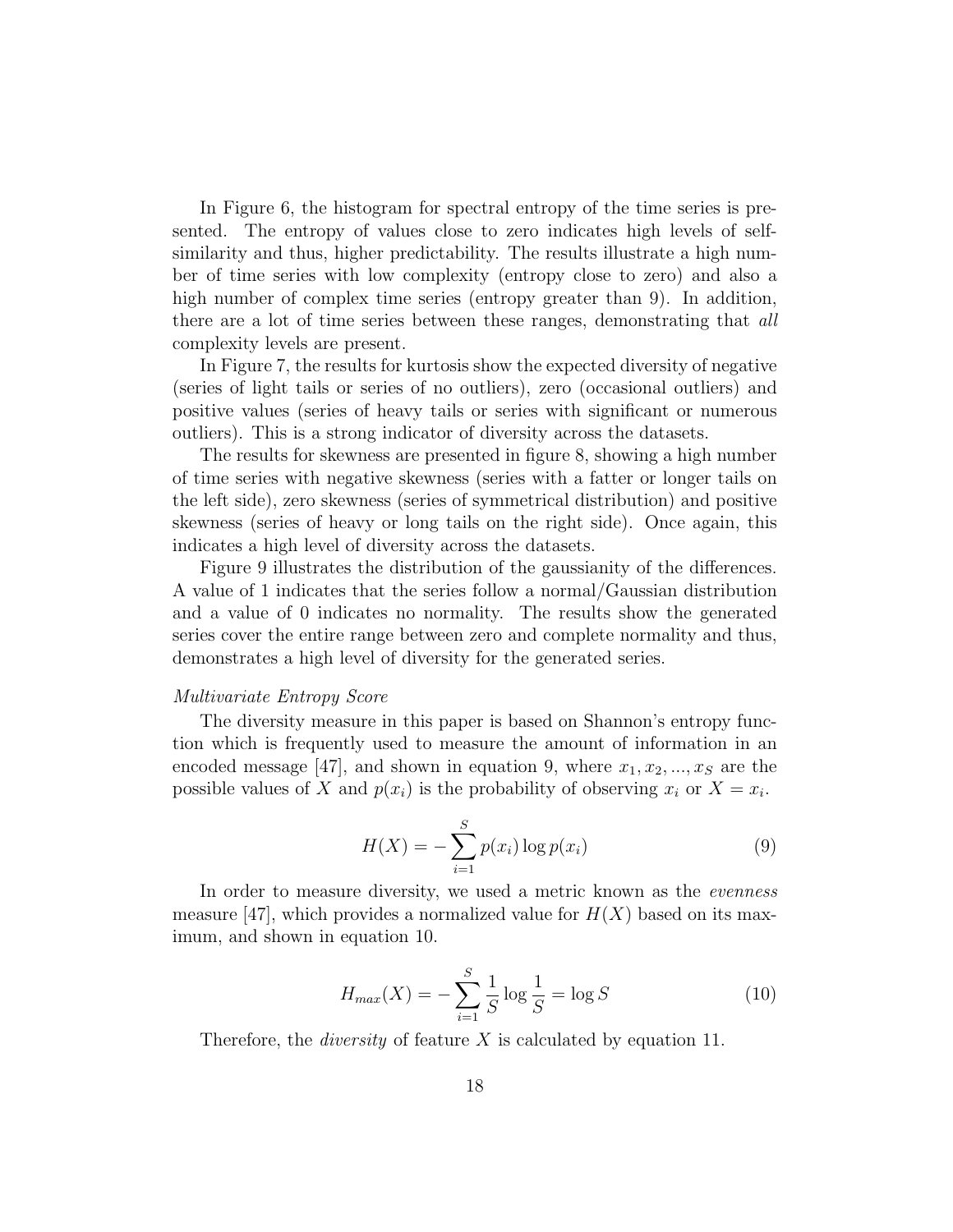In Figure 6, the histogram for spectral entropy of the time series is presented. The entropy of values close to zero indicates high levels of self-similarity and thus, higher predictability. The results illustrate a high number of time series with low complexity (entropy close to zero) and also a high number of complex time series (entropy greater than 9). In addition, there are a lot of time series between these ranges, demonstrating that *all* complexity levels are present.

In Figure 7, the results for kurtosis show the expected diversity of negative (series of light tails or series of no outliers), zero (occasional outliers) and positive values (series of heavy tails or series with significant or numerous outliers). This is a strong indicator of diversity across the datasets.

The results for skewness are presented in figure 8, showing a high number of time series with negative skewness (series with a fatter or longer tails on the left side), zero skewness (series of symmetrical distribution) and positive skewness (series of heavy or long tails on the right side). Once again, this indicates a high level of diversity across the datasets.

Figure 9 illustrates the distribution of the gaussianity of the differences. A value of 1 indicates that the series follow a normal/Gaussian distribution and a value of 0 indicates no normality. The results show the generated series cover the entire range between zero and complete normality and thus, demonstrates a high level of diversity for the generated series.

*Multivariate Entropy Score*

The diversity measure in this paper is based on Shannon's entropy function which is frequently used to measure the amount of information in an encoded message [47], and shown in equation 9, where $x_1, x_2, ..., x_S$ are the possible values of $X$ and $p(x_i)$ is the probability of observing $x_i$ or $X = x_i$.

$$H(X) = -\sum_{i=1}^{S} p(x_i) \log p(x_i) \tag{9}$$

In order to measure diversity, we used a metric known as the *evenness* measure [47], which provides a normalized value for $H(X)$ based on its maximum, and shown in equation 10.

$$H_{max}(X) = -\sum_{i=1}^{S} \frac{1}{S} \log \frac{1}{S} = \log S \tag{10}$$

Therefore, the *diversity* of feature $X$ is calculated by equation 11.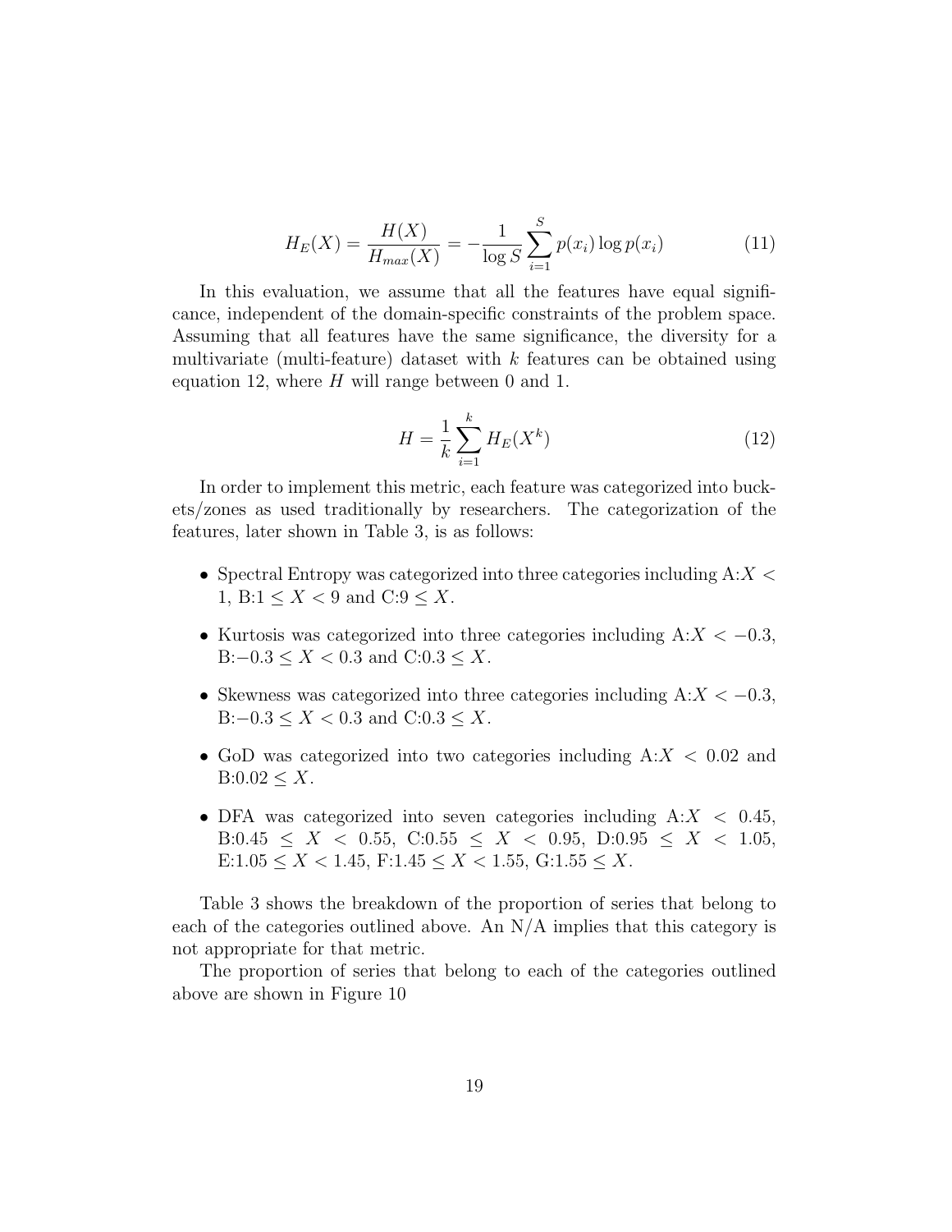$$H_E(X) = \frac{H(X)}{H_{max}(X)} = -\frac{1}{\log S} \sum_{i=1}^{S} p(x_i) \log p(x_i) \tag{11}$$

In this evaluation, we assume that all the features have equal significance, independent of the domain-specific constraints of the problem space. Assuming that all features have the same significance, the diversity for a multivariate (multi-feature) dataset with $k$ features can be obtained using equation 12, where $H$ will range between 0 and 1.

$$H = \frac{1}{k} \sum_{i=1}^{k} H_E(X^k) \tag{12}$$

In order to implement this metric, each feature was categorized into buckets/zones as used traditionally by researchers. The categorization of the features, later shown in Table 3, is as follows:

- Spectral Entropy was categorized into three categories including A:$X < 1$, B:$1 \leq X < 9$ and C:$9 \leq X$.
- Kurtosis was categorized into three categories including A:$X < -0.3$, B:$-0.3 \leq X < 0.3$ and C:$0.3 \leq X$.
- Skewness was categorized into three categories including A:$X < -0.3$, B:$-0.3 \leq X < 0.3$ and C:$0.3 \leq X$.
- GoD was categorized into two categories including A:$X < 0.02$ and B:$0.02 \leq X$.
- DFA was categorized into seven categories including A:$X < 0.45$, B:$0.45 \leq X < 0.55$, C:$0.55 \leq X < 0.95$, D:$0.95 \leq X < 1.05$, E:$1.05 \leq X < 1.45$, F:$1.45 \leq X < 1.55$, G:$1.55 \leq X$.

Table 3 shows the breakdown of the proportion of series that belong to each of the categories outlined above. An N/A implies that this category is not appropriate for that metric.

The proportion of series that belong to each of the categories outlined above are shown in Figure 10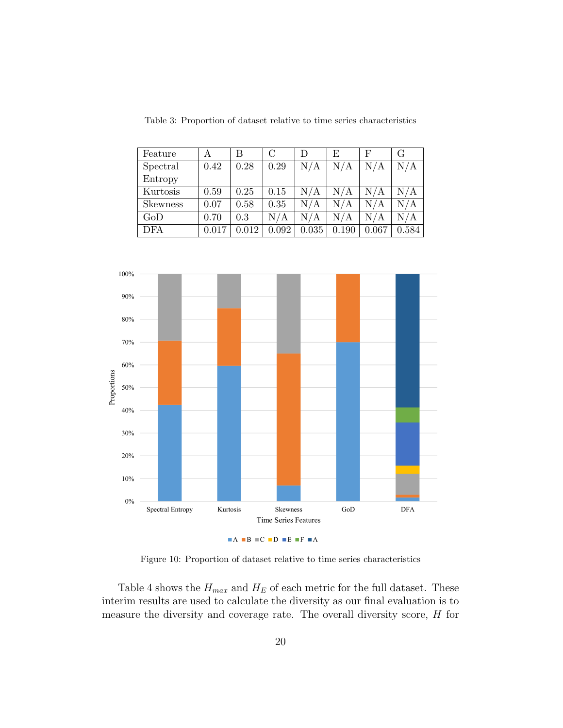Table 3: Proportion of dataset relative to time series characteristics

| Feature | A | B | C | D | E | F | G |
|---|---|---|---|---|---|---|---|
| Spectral Entropy | 0.42 | 0.28 | 0.29 | N/A | N/A | N/A | N/A |
| Kurtosis | 0.59 | 0.25 | 0.15 | N/A | N/A | N/A | N/A |
| Skewness | 0.07 | 0.58 | 0.35 | N/A | N/A | N/A | N/A |
| GoD | 0.70 | 0.3 | N/A | N/A | N/A | N/A | N/A |
| DFA | 0.017 | 0.012 | 0.092 | 0.035 | 0.190 | 0.067 | 0.584 |

Figure 10: Proportion of dataset relative to time series characteristics

Table 4 shows the $H_{max}$ and $H_E$ of each metric for the full dataset. These interim results are used to calculate the diversity as our final evaluation is to measure the diversity and coverage rate. The overall diversity score, $H$ for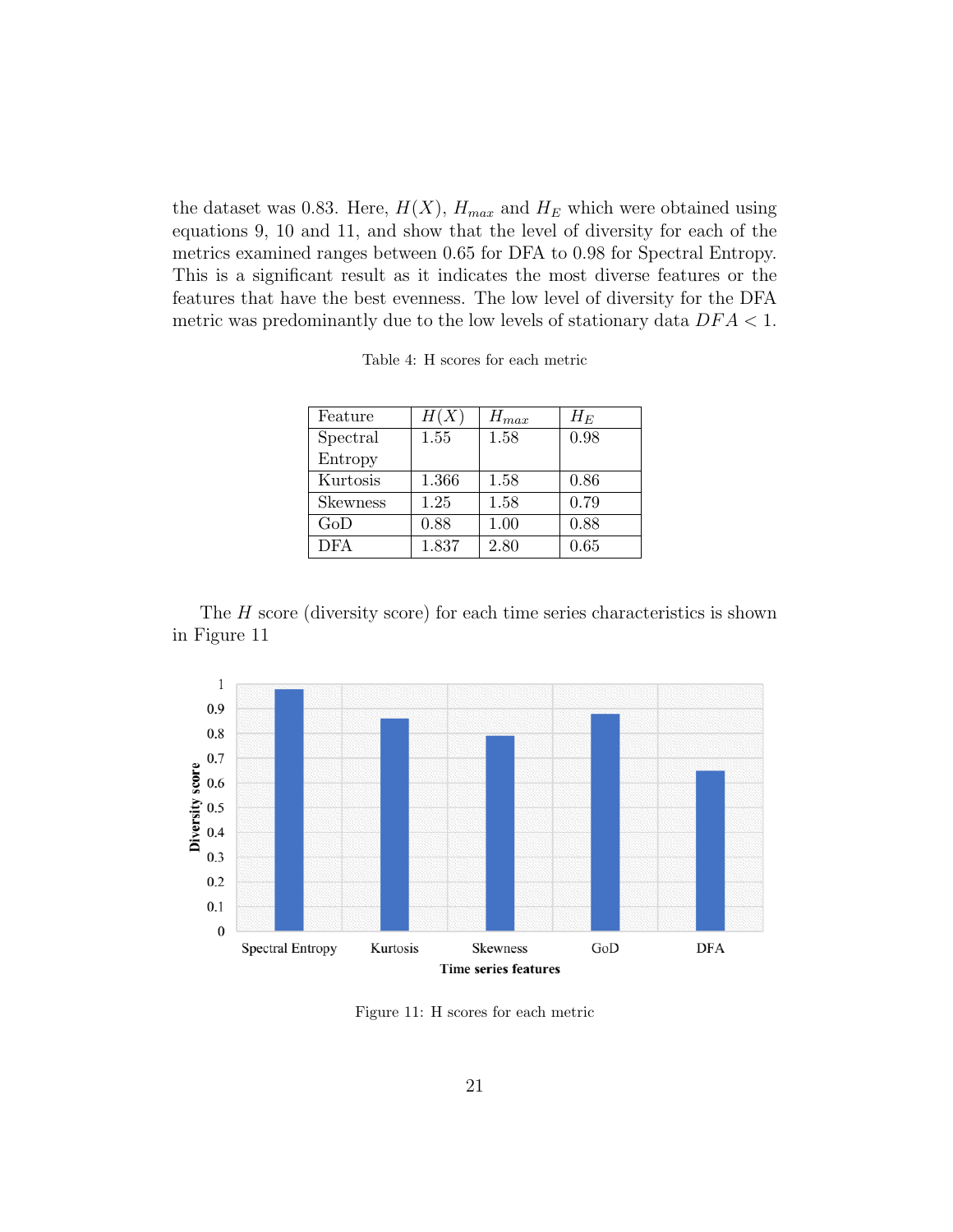the dataset was 0.83. Here, $H(X)$, $H_{max}$ and $H_E$ which were obtained using equations 9, 10 and 11, and show that the level of diversity for each of the metrics examined ranges between 0.65 for DFA to 0.98 for Spectral Entropy. This is a significant result as it indicates the most diverse features or the features that have the best evenness. The low level of diversity for the DFA metric was predominantly due to the low levels of stationary data $DFA < 1$.

Table 4: H scores for each metric

| Feature | $H(X)$ | $H_{max}$ | $H_E$ |
|---|---|---|---|
| Spectral Entropy | 1.55 | 1.58 | 0.98 |
| Kurtosis | 1.366 | 1.58 | 0.86 |
| Skewness | 1.25 | 1.58 | 0.79 |
| GoD | 0.88 | 1.00 | 0.88 |
| DFA | 1.837 | 2.80 | 0.65 |

The $H$ score (diversity score) for each time series characteristics is shown in Figure 11

Figure 11: H scores for each metric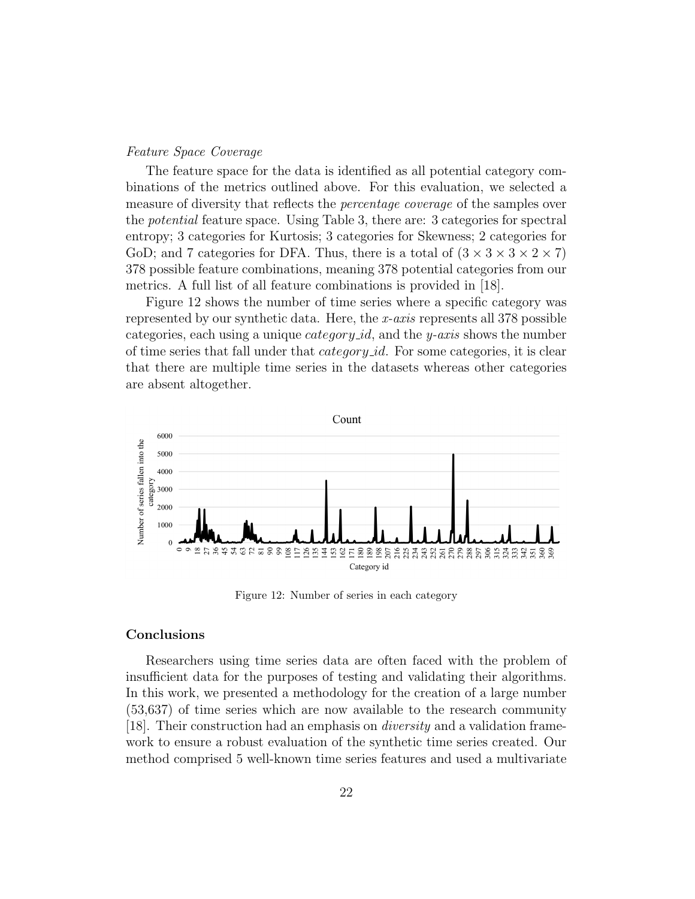*Feature Space Coverage*

The feature space for the data is identified as all potential category combinations of the metrics outlined above. For this evaluation, we selected a measure of diversity that reflects the *percentage coverage* of the samples over the *potential* feature space. Using Table 3, there are: 3 categories for spectral entropy; 3 categories for Kurtosis; 3 categories for Skewness; 2 categories for GoD; and 7 categories for DFA. Thus, there is a total of $(3 \times 3 \times 3 \times 2 \times 7)$ 378 possible feature combinations, meaning 378 potential categories from our metrics. A full list of all feature combinations is provided in [18].

Figure 12 shows the number of time series where a specific category was represented by our synthetic data. Here, the *x-axis* represents all 378 possible categories, each using a unique *category_id*, and the *y-axis* shows the number of time series that fall under that *category_id*. For some categories, it is clear that there are multiple time series in the datasets whereas other categories are absent altogether.

Figure 12: Number of series in each category

## Conclusions

Researchers using time series data are often faced with the problem of insufficient data for the purposes of testing and validating their algorithms. In this work, we presented a methodology for the creation of a large number (53,637) of time series which are now available to the research community [18]. Their construction had an emphasis on *diversity* and a validation framework to ensure a robust evaluation of the synthetic time series created. Our method comprised 5 well-known time series features and used a multivariate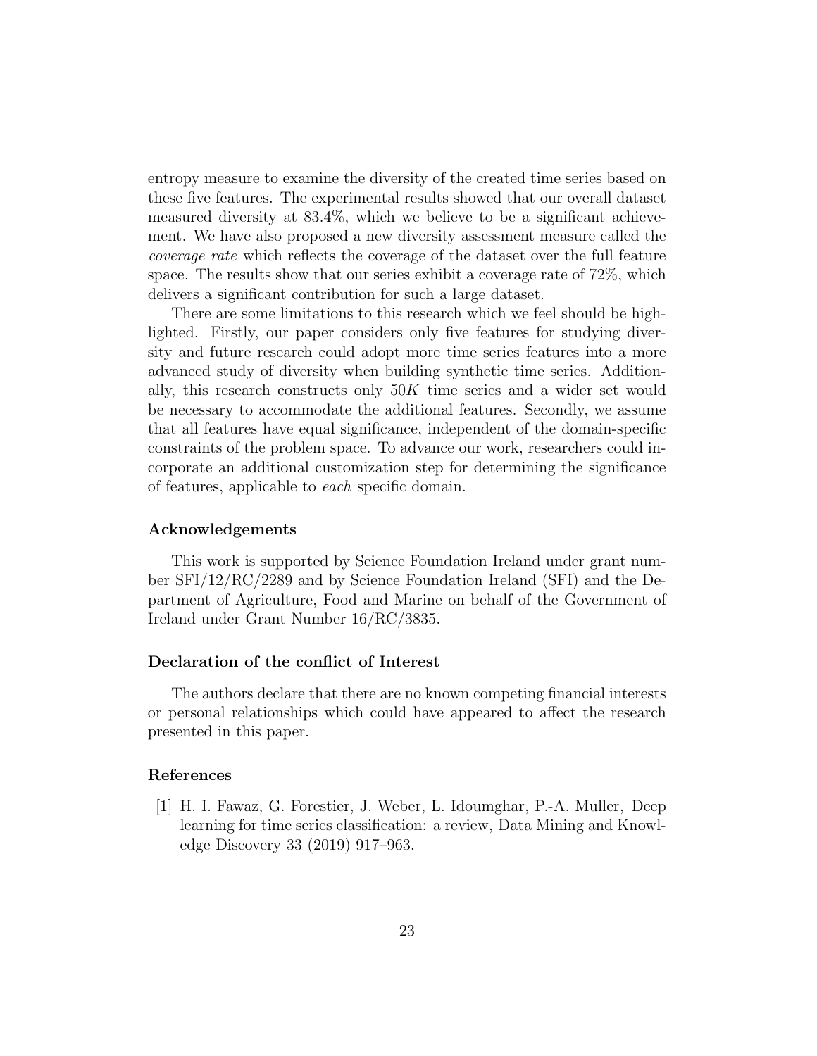entropy measure to examine the diversity of the created time series based on these five features. The experimental results showed that our overall dataset measured diversity at 83.4%, which we believe to be a significant achievement. We have also proposed a new diversity assessment measure called the *coverage rate* which reflects the coverage of the dataset over the full feature space. The results show that our series exhibit a coverage rate of 72%, which delivers a significant contribution for such a large dataset.

There are some limitations to this research which we feel should be highlighted. Firstly, our paper considers only five features for studying diversity and future research could adopt more time series features into a more advanced study of diversity when building synthetic time series. Additionally, this research constructs only $50K$ time series and a wider set would be necessary to accommodate the additional features. Secondly, we assume that all features have equal significance, independent of the domain-specific constraints of the problem space. To advance our work, researchers could incorporate an additional customization step for determining the significance of features, applicable to *each* specific domain.

## Acknowledgements

This work is supported by Science Foundation Ireland under grant number SFI/12/RC/2289 and by Science Foundation Ireland (SFI) and the Department of Agriculture, Food and Marine on behalf of the Government of Ireland under Grant Number 16/RC/3835.

## Declaration of the conflict of Interest

The authors declare that there are no known competing financial interests or personal relationships which could have appeared to affect the research presented in this paper.

## References

[1] H. I. Fawaz, G. Forestier, J. Weber, L. Idoumghar, P.-A. Muller, Deep learning for time series classification: a review, Data Mining and Knowledge Discovery 33 (2019) 917–963.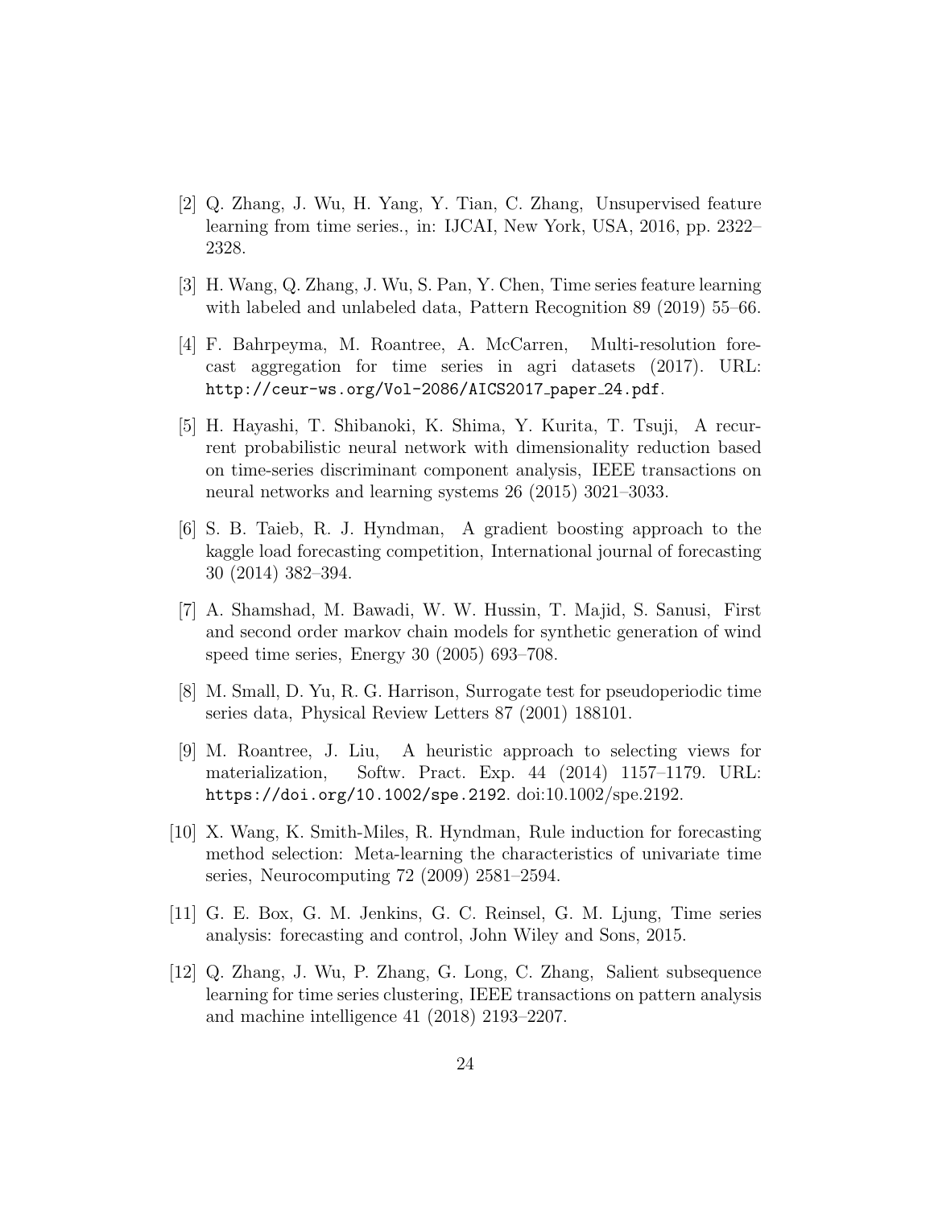[2] Q. Zhang, J. Wu, H. Yang, Y. Tian, C. Zhang, Unsupervised feature learning from time series., in: IJCAI, New York, USA, 2016, pp. 2322–2328.

[3] H. Wang, Q. Zhang, J. Wu, S. Pan, Y. Chen, Time series feature learning with labeled and unlabeled data, Pattern Recognition 89 (2019) 55–66.

[4] F. Bahrpeyma, M. Roantree, A. McCarren, Multi-resolution forecast aggregation for time series in agri datasets (2017). URL: http://ceur-ws.org/Vol-2086/AICS2017_paper_24.pdf.

[5] H. Hayashi, T. Shibanoki, K. Shima, Y. Kurita, T. Tsuji, A recurrent probabilistic neural network with dimensionality reduction based on time-series discriminant component analysis, IEEE transactions on neural networks and learning systems 26 (2015) 3021–3033.

[6] S. B. Taieb, R. J. Hyndman, A gradient boosting approach to the kaggle load forecasting competition, International journal of forecasting 30 (2014) 382–394.

[7] A. Shamshad, M. Bawadi, W. W. Hussin, T. Majid, S. Sanusi, First and second order markov chain models for synthetic generation of wind speed time series, Energy 30 (2005) 693–708.

[8] M. Small, D. Yu, R. G. Harrison, Surrogate test for pseudoperiodic time series data, Physical Review Letters 87 (2001) 188101.

[9] M. Roantree, J. Liu, A heuristic approach to selecting views for materialization, Softw. Pract. Exp. 44 (2014) 1157–1179. URL: https://doi.org/10.1002/spe.2192. doi:10.1002/spe.2192.

[10] X. Wang, K. Smith-Miles, R. Hyndman, Rule induction for forecasting method selection: Meta-learning the characteristics of univariate time series, Neurocomputing 72 (2009) 2581–2594.

[11] G. E. Box, G. M. Jenkins, G. C. Reinsel, G. M. Ljung, Time series analysis: forecasting and control, John Wiley and Sons, 2015.

[12] Q. Zhang, J. Wu, P. Zhang, G. Long, C. Zhang, Salient subsequence learning for time series clustering, IEEE transactions on pattern analysis and machine intelligence 41 (2018) 2193–2207.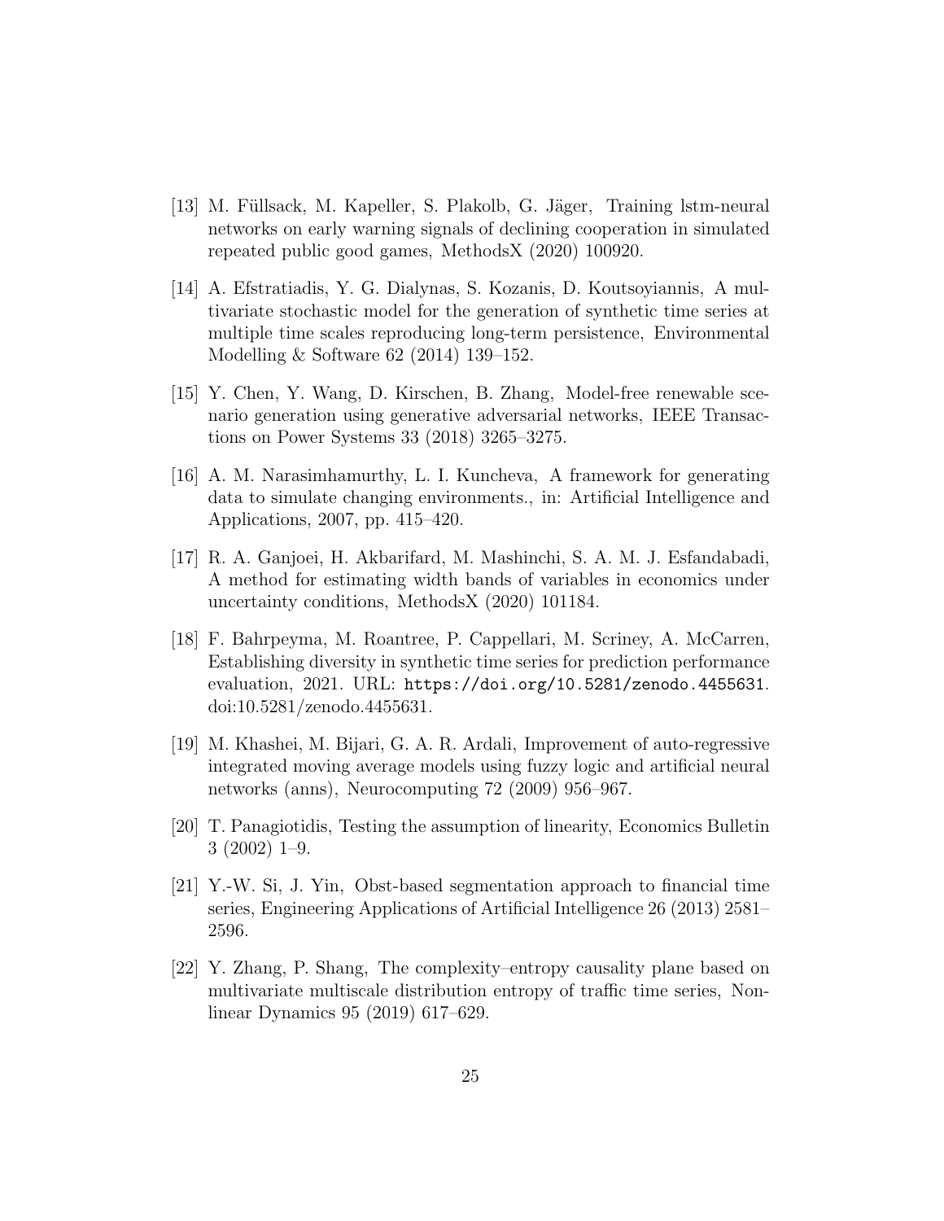[13] M. Füllsack, M. Kapeller, S. Plakolb, G. Jäger, Training lstm-neural networks on early warning signals of declining cooperation in simulated repeated public good games, MethodsX (2020) 100920.

[14] A. Efstratiadis, Y. G. Dialynas, S. Kozanis, D. Koutsoyiannis, A multivariate stochastic model for the generation of synthetic time series at multiple time scales reproducing long-term persistence, Environmental Modelling & Software 62 (2014) 139–152.

[15] Y. Chen, Y. Wang, D. Kirschen, B. Zhang, Model-free renewable scenario generation using generative adversarial networks, IEEE Transactions on Power Systems 33 (2018) 3265–3275.

[16] A. M. Narasimhamurthy, L. I. Kuncheva, A framework for generating data to simulate changing environments., in: Artificial Intelligence and Applications, 2007, pp. 415–420.

[17] R. A. Ganjoei, H. Akbarifard, M. Mashinchi, S. A. M. J. Esfandabadi, A method for estimating width bands of variables in economics under uncertainty conditions, MethodsX (2020) 101184.

[18] F. Bahrpeyma, M. Roantree, P. Cappellari, M. Scriney, A. McCarren, Establishing diversity in synthetic time series for prediction performance evaluation, 2021. URL: https://doi.org/10.5281/zenodo.4455631. doi:10.5281/zenodo.4455631.

[19] M. Khashei, M. Bijari, G. A. R. Ardali, Improvement of auto-regressive integrated moving average models using fuzzy logic and artificial neural networks (anns), Neurocomputing 72 (2009) 956–967.

[20] T. Panagiotidis, Testing the assumption of linearity, Economics Bulletin 3 (2002) 1–9.

[21] Y.-W. Si, J. Yin, Obst-based segmentation approach to financial time series, Engineering Applications of Artificial Intelligence 26 (2013) 2581–2596.

[22] Y. Zhang, P. Shang, The complexity–entropy causality plane based on multivariate multiscale distribution entropy of traffic time series, Nonlinear Dynamics 95 (2019) 617–629.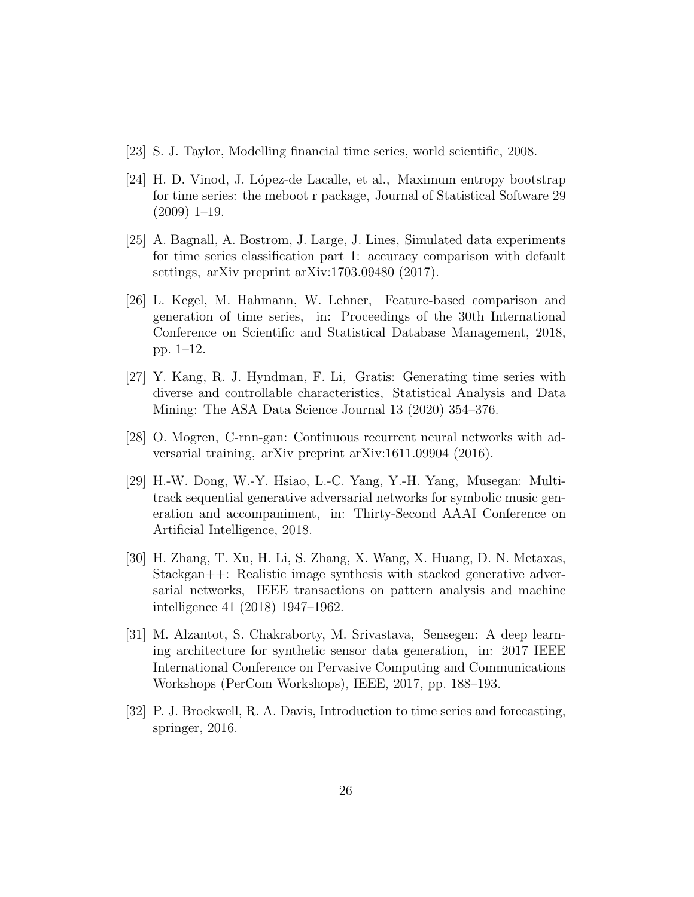[23] S. J. Taylor, Modelling financial time series, world scientific, 2008.

[24] H. D. Vinod, J. López-de Lacalle, et al., Maximum entropy bootstrap for time series: the meboot r package, Journal of Statistical Software 29 (2009) 1–19.

[25] A. Bagnall, A. Bostrom, J. Large, J. Lines, Simulated data experiments for time series classification part 1: accuracy comparison with default settings, arXiv preprint arXiv:1703.09480 (2017).

[26] L. Kegel, M. Hahmann, W. Lehner, Feature-based comparison and generation of time series, in: Proceedings of the 30th International Conference on Scientific and Statistical Database Management, 2018, pp. 1–12.

[27] Y. Kang, R. J. Hyndman, F. Li, Gratis: Generating time series with diverse and controllable characteristics, Statistical Analysis and Data Mining: The ASA Data Science Journal 13 (2020) 354–376.

[28] O. Mogren, C-rnn-gan: Continuous recurrent neural networks with adversarial training, arXiv preprint arXiv:1611.09904 (2016).

[29] H.-W. Dong, W.-Y. Hsiao, L.-C. Yang, Y.-H. Yang, Musegan: Multi-track sequential generative adversarial networks for symbolic music generation and accompaniment, in: Thirty-Second AAAI Conference on Artificial Intelligence, 2018.

[30] H. Zhang, T. Xu, H. Li, S. Zhang, X. Wang, X. Huang, D. N. Metaxas, Stackgan++: Realistic image synthesis with stacked generative adversarial networks, IEEE transactions on pattern analysis and machine intelligence 41 (2018) 1947–1962.

[31] M. Alzantot, S. Chakraborty, M. Srivastava, Sensegen: A deep learning architecture for synthetic sensor data generation, in: 2017 IEEE International Conference on Pervasive Computing and Communications Workshops (PerCom Workshops), IEEE, 2017, pp. 188–193.

[32] P. J. Brockwell, R. A. Davis, Introduction to time series and forecasting, springer, 2016.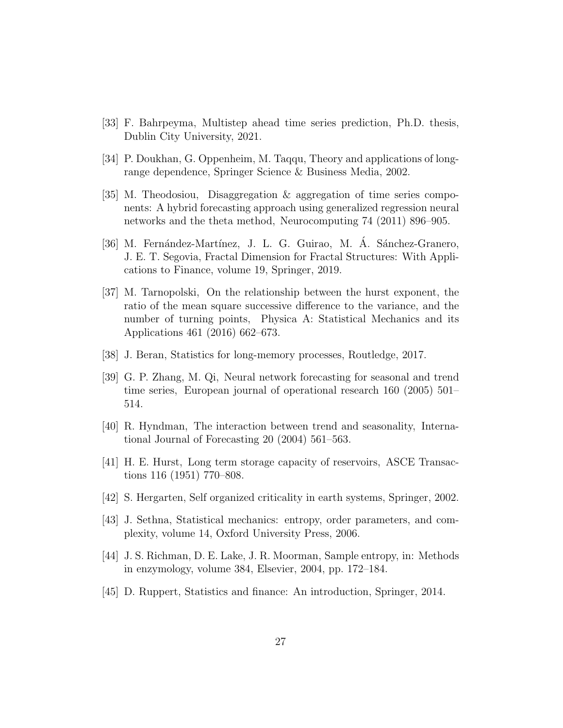[33] F. Bahrpeyma, Multistep ahead time series prediction, Ph.D. thesis, Dublin City University, 2021.

[34] P. Doukhan, G. Oppenheim, M. Taqqu, Theory and applications of long-range dependence, Springer Science & Business Media, 2002.

[35] M. Theodosiou, Disaggregation & aggregation of time series components: A hybrid forecasting approach using generalized regression neural networks and the theta method, Neurocomputing 74 (2011) 896–905.

[36] M. Fernández-Martínez, J. L. G. Guirao, M. Á. Sánchez-Granero, J. E. T. Segovia, Fractal Dimension for Fractal Structures: With Applications to Finance, volume 19, Springer, 2019.

[37] M. Tarnopolski, On the relationship between the hurst exponent, the ratio of the mean square successive difference to the variance, and the number of turning points, Physica A: Statistical Mechanics and its Applications 461 (2016) 662–673.

[38] J. Beran, Statistics for long-memory processes, Routledge, 2017.

[39] G. P. Zhang, M. Qi, Neural network forecasting for seasonal and trend time series, European journal of operational research 160 (2005) 501–514.

[40] R. Hyndman, The interaction between trend and seasonality, International Journal of Forecasting 20 (2004) 561–563.

[41] H. E. Hurst, Long term storage capacity of reservoirs, ASCE Transactions 116 (1951) 770–808.

[42] S. Hergarten, Self organized criticality in earth systems, Springer, 2002.

[43] J. Sethna, Statistical mechanics: entropy, order parameters, and complexity, volume 14, Oxford University Press, 2006.

[44] J. S. Richman, D. E. Lake, J. R. Moorman, Sample entropy, in: Methods in enzymology, volume 384, Elsevier, 2004, pp. 172–184.

[45] D. Ruppert, Statistics and finance: An introduction, Springer, 2014.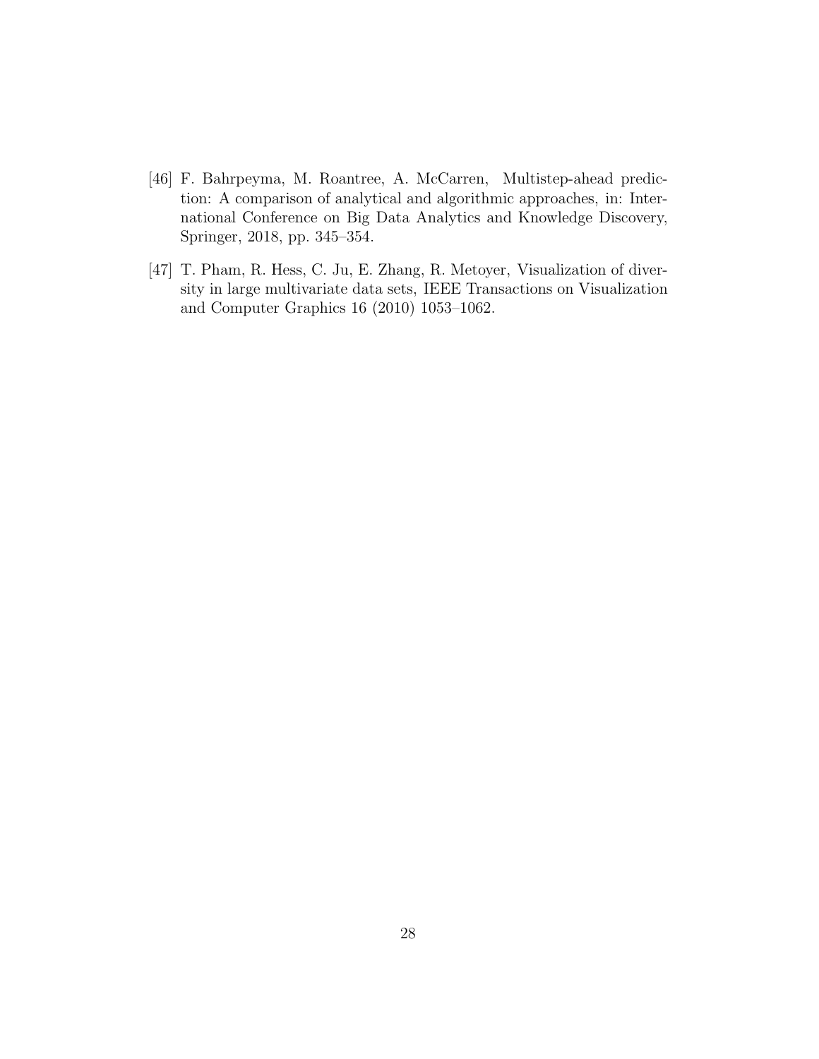[46] F. Bahrpeyma, M. Roantree, A. McCarren, Multistep-ahead prediction: A comparison of analytical and algorithmic approaches, in: International Conference on Big Data Analytics and Knowledge Discovery, Springer, 2018, pp. 345–354.

[47] T. Pham, R. Hess, C. Ju, E. Zhang, R. Metoyer, Visualization of diversity in large multivariate data sets, IEEE Transactions on Visualization and Computer Graphics 16 (2010) 1053–1062.